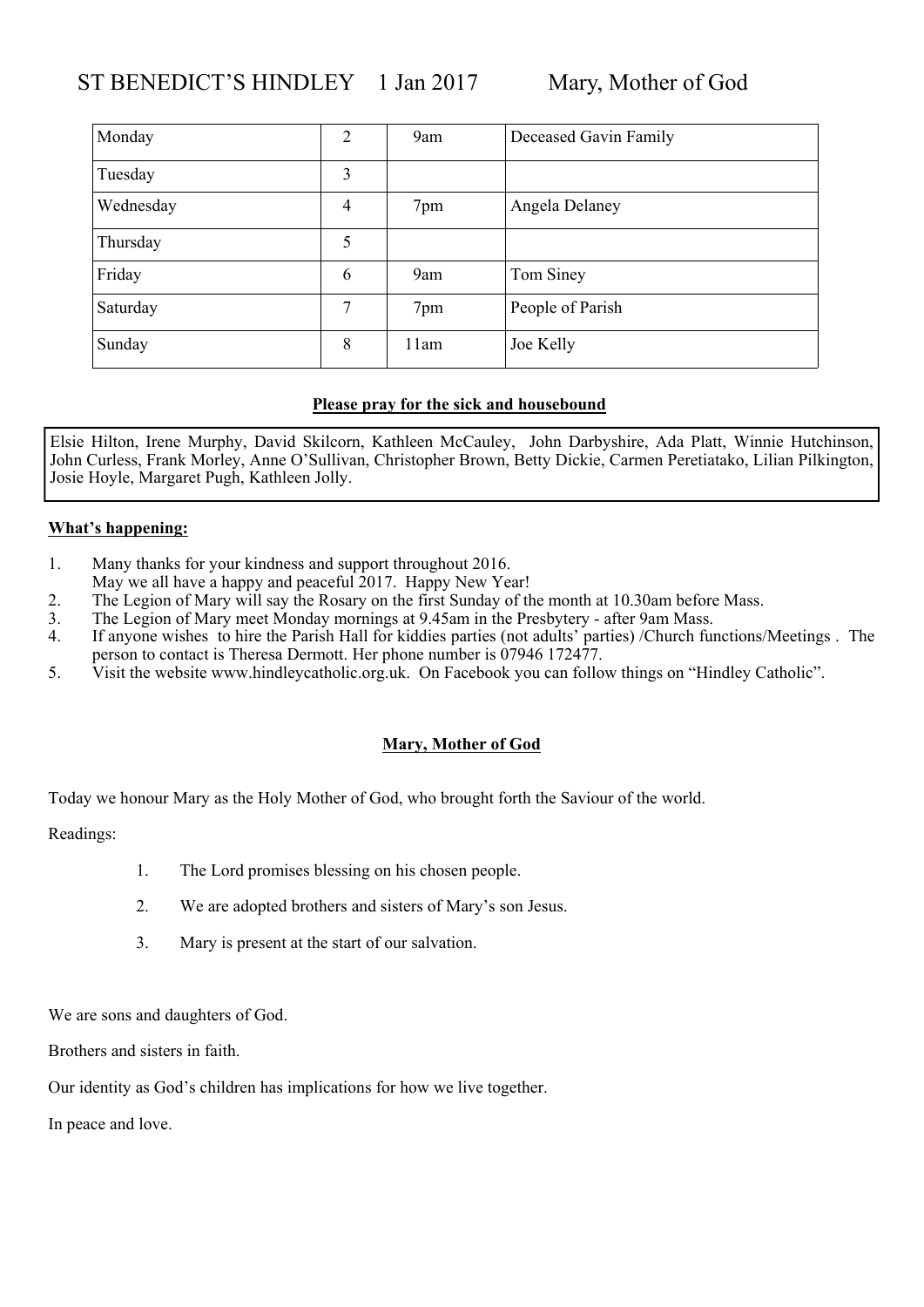# ST BENEDICT'S HINDLEY 1 Jan 2017 Mary, Mother of God

| | | | |
|---|---|---|---|
| Monday | 2 | 9am | Deceased Gavin Family |
| Tuesday | 3 | | |
| Wednesday | 4 | 7pm | Angela Delaney |
| Thursday | 5 | | |
| Friday | 6 | 9am | Tom Siney |
| Saturday | 7 | 7pm | People of Parish |
| Sunday | 8 | 11am | Joe Kelly |

**Please pray for the sick and housebound**

Elsie Hilton, Irene Murphy, David Skilcorn, Kathleen McCauley, John Darbyshire, Ada Platt, Winnie Hutchinson, John Curless, Frank Morley, Anne O'Sullivan, Christopher Brown, Betty Dickie, Carmen Peretiatako, Lilian Pilkington, Josie Hoyle, Margaret Pugh, Kathleen Jolly.

**What's happening:**

1. Many thanks for your kindness and support throughout 2016.
   May we all have a happy and peaceful 2017. Happy New Year!
2. The Legion of Mary will say the Rosary on the first Sunday of the month at 10.30am before Mass.
3. The Legion of Mary meet Monday mornings at 9.45am in the Presbytery - after 9am Mass.
4. If anyone wishes to hire the Parish Hall for kiddies parties (not adults' parties) /Church functions/Meetings . The person to contact is Theresa Dermott. Her phone number is 07946 172477.
5. Visit the website www.hindleycatholic.org.uk. On Facebook you can follow things on "Hindley Catholic".

**Mary, Mother of God**

Today we honour Mary as the Holy Mother of God, who brought forth the Saviour of the world.

Readings:

1. The Lord promises blessing on his chosen people.
2. We are adopted brothers and sisters of Mary's son Jesus.
3. Mary is present at the start of our salvation.

We are sons and daughters of God.

Brothers and sisters in faith.

Our identity as God's children has implications for how we live together.

In peace and love.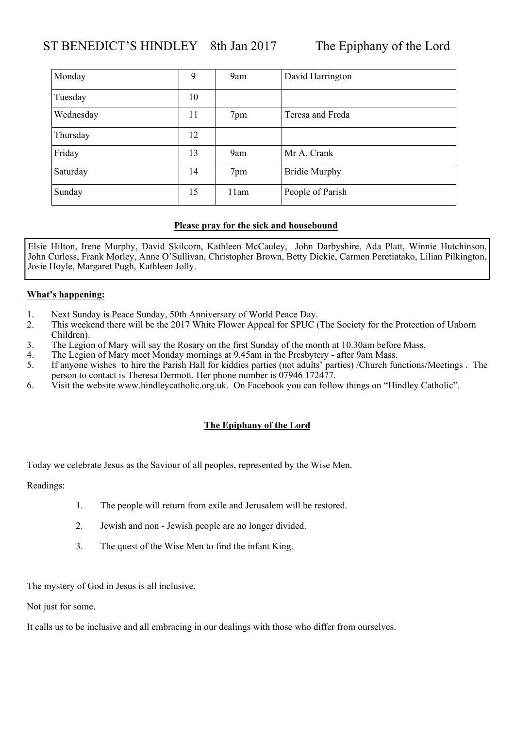# ST BENEDICT'S HINDLEY 8th Jan 2017 The Epiphany of the Lord

| | | | |
|---|---|---|---|
| Monday | 9 | 9am | David Harrington |
| Tuesday | 10 | | |
| Wednesday | 11 | 7pm | Teresa and Freda |
| Thursday | 12 | | |
| Friday | 13 | 9am | Mr A. Crank |
| Saturday | 14 | 7pm | Bridie Murphy |
| Sunday | 15 | 11am | People of Parish |

**Please pray for the sick and housebound**

Elsie Hilton, Irene Murphy, David Skilcorn, Kathleen McCauley, John Darbyshire, Ada Platt, Winnie Hutchinson, John Curless, Frank Morley, Anne O'Sullivan, Christopher Brown, Betty Dickie, Carmen Peretiatako, Lilian Pilkington, Josie Hoyle, Margaret Pugh, Kathleen Jolly.

**What's happening:**

1. Next Sunday is Peace Sunday, 50th Anniversary of World Peace Day.
2. This weekend there will be the 2017 White Flower Appeal for SPUC (The Society for the Protection of Unborn Children).
3. The Legion of Mary will say the Rosary on the first Sunday of the month at 10.30am before Mass.
4. The Legion of Mary meet Monday mornings at 9.45am in the Presbytery - after 9am Mass.
5. If anyone wishes to hire the Parish Hall for kiddies parties (not adults' parties) /Church functions/Meetings . The person to contact is Theresa Dermott. Her phone number is 07946 172477.
6. Visit the website www.hindleycatholic.org.uk. On Facebook you can follow things on "Hindley Catholic".

**The Epiphany of the Lord**

Today we celebrate Jesus as the Saviour of all peoples, represented by the Wise Men.

Readings:

1. The people will return from exile and Jerusalem will be restored.
2. Jewish and non - Jewish people are no longer divided.
3. The quest of the Wise Men to find the infant King.

The mystery of God in Jesus is all inclusive.

Not just for some.

It calls us to be inclusive and all embracing in our dealings with those who differ from ourselves.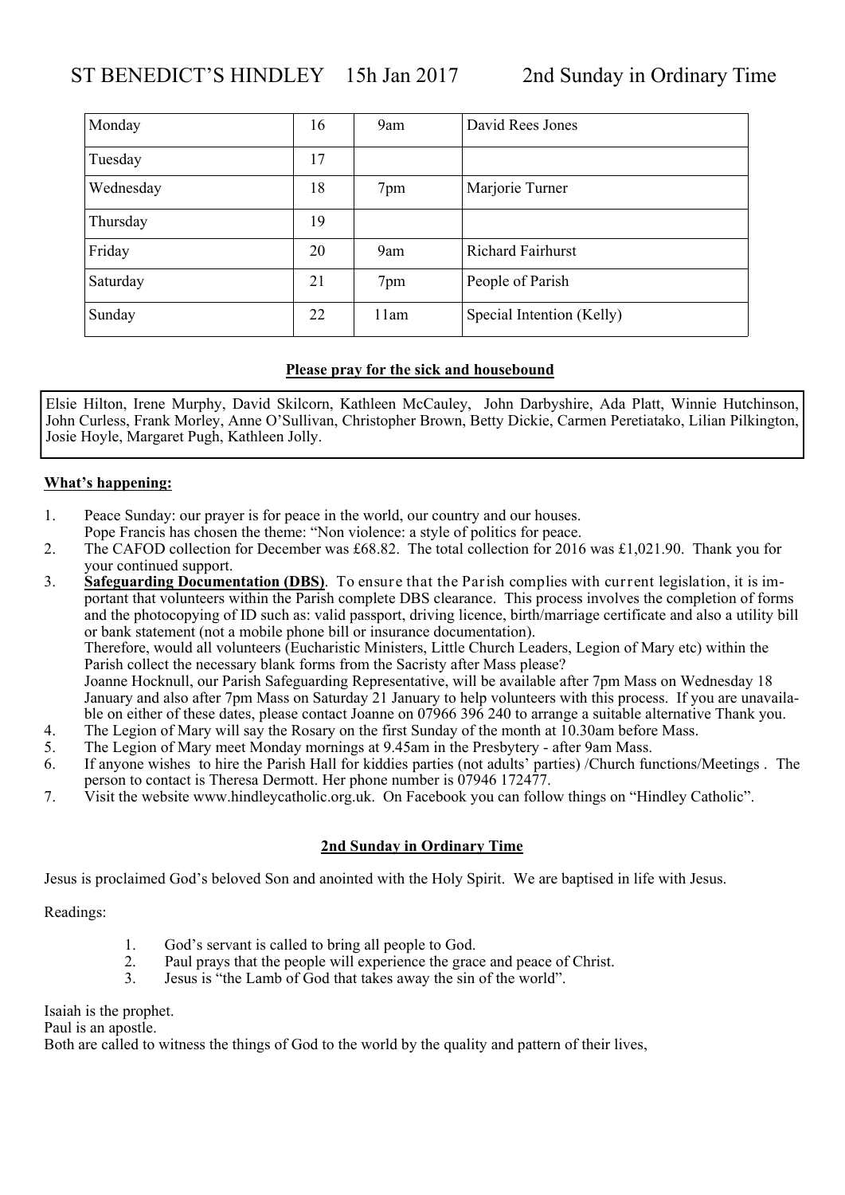# ST BENEDICT'S HINDLEY 15h Jan 2017 2nd Sunday in Ordinary Time

| | | | |
|---|---|---|---|
| Monday | 16 | 9am | David Rees Jones |
| Tuesday | 17 | | |
| Wednesday | 18 | 7pm | Marjorie Turner |
| Thursday | 19 | | |
| Friday | 20 | 9am | Richard Fairhurst |
| Saturday | 21 | 7pm | People of Parish |
| Sunday | 22 | 11am | Special Intention (Kelly) |

**Please pray for the sick and housebound**

Elsie Hilton, Irene Murphy, David Skilcorn, Kathleen McCauley, John Darbyshire, Ada Platt, Winnie Hutchinson, John Curless, Frank Morley, Anne O'Sullivan, Christopher Brown, Betty Dickie, Carmen Peretiatako, Lilian Pilkington, Josie Hoyle, Margaret Pugh, Kathleen Jolly.

**What's happening:**

1. Peace Sunday: our prayer is for peace in the world, our country and our houses.
   Pope Francis has chosen the theme: "Non violence: a style of politics for peace.
2. The CAFOD collection for December was £68.82. The total collection for 2016 was £1,021.90. Thank you for your continued support.
3. **Safeguarding Documentation (DBS)**. To ensure that the Parish complies with current legislation, it is important that volunteers within the Parish complete DBS clearance. This process involves the completion of forms and the photocopying of ID such as: valid passport, driving licence, birth/marriage certificate and also a utility bill or bank statement (not a mobile phone bill or insurance documentation).
   Therefore, would all volunteers (Eucharistic Ministers, Little Church Leaders, Legion of Mary etc) within the Parish collect the necessary blank forms from the Sacristy after Mass please?
   Joanne Hocknull, our Parish Safeguarding Representative, will be available after 7pm Mass on Wednesday 18 January and also after 7pm Mass on Saturday 21 January to help volunteers with this process. If you are unavailable on either of these dates, please contact Joanne on 07966 396 240 to arrange a suitable alternative Thank you.
4. The Legion of Mary will say the Rosary on the first Sunday of the month at 10.30am before Mass.
5. The Legion of Mary meet Monday mornings at 9.45am in the Presbytery - after 9am Mass.
6. If anyone wishes to hire the Parish Hall for kiddies parties (not adults' parties) /Church functions/Meetings . The person to contact is Theresa Dermott. Her phone number is 07946 172477.
7. Visit the website www.hindleycatholic.org.uk. On Facebook you can follow things on "Hindley Catholic".

**2nd Sunday in Ordinary Time**

Jesus is proclaimed God's beloved Son and anointed with the Holy Spirit. We are baptised in life with Jesus.

Readings:

1. God's servant is called to bring all people to God.
2. Paul prays that the people will experience the grace and peace of Christ.
3. Jesus is "the Lamb of God that takes away the sin of the world".

Isaiah is the prophet.
Paul is an apostle.
Both are called to witness the things of God to the world by the quality and pattern of their lives,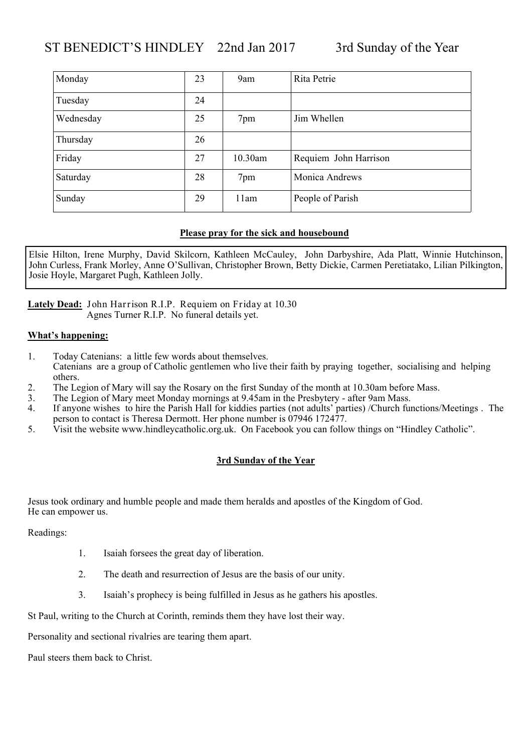# ST BENEDICT'S HINDLEY 22nd Jan 2017 3rd Sunday of the Year

| | | | |
|---|---|---|---|
| Monday | 23 | 9am | Rita Petrie |
| Tuesday | 24 | | |
| Wednesday | 25 | 7pm | Jim Whellen |
| Thursday | 26 | | |
| Friday | 27 | 10.30am | Requiem John Harrison |
| Saturday | 28 | 7pm | Monica Andrews |
| Sunday | 29 | 11am | People of Parish |

**Please pray for the sick and housebound**

Elsie Hilton, Irene Murphy, David Skilcorn, Kathleen McCauley, John Darbyshire, Ada Platt, Winnie Hutchinson, John Curless, Frank Morley, Anne O'Sullivan, Christopher Brown, Betty Dickie, Carmen Peretiatako, Lilian Pilkington, Josie Hoyle, Margaret Pugh, Kathleen Jolly.

**Lately Dead:** John Harrison R.I.P. Requiem on Friday at 10.30
Agnes Turner R.I.P. No funeral details yet.

**What's happening:**

1. Today Catenians: a little few words about themselves.
   Catenians are a group of Catholic gentlemen who live their faith by praying together, socialising and helping others.
2. The Legion of Mary will say the Rosary on the first Sunday of the month at 10.30am before Mass.
3. The Legion of Mary meet Monday mornings at 9.45am in the Presbytery - after 9am Mass.
4. If anyone wishes to hire the Parish Hall for kiddies parties (not adults' parties) /Church functions/Meetings . The person to contact is Theresa Dermott. Her phone number is 07946 172477.
5. Visit the website www.hindleycatholic.org.uk. On Facebook you can follow things on "Hindley Catholic".

**3rd Sunday of the Year**

Jesus took ordinary and humble people and made them heralds and apostles of the Kingdom of God.
He can empower us.

Readings:

1. Isaiah forsees the great day of liberation.
2. The death and resurrection of Jesus are the basis of our unity.
3. Isaiah's prophecy is being fulfilled in Jesus as he gathers his apostles.

St Paul, writing to the Church at Corinth, reminds them they have lost their way.

Personality and sectional rivalries are tearing them apart.

Paul steers them back to Christ.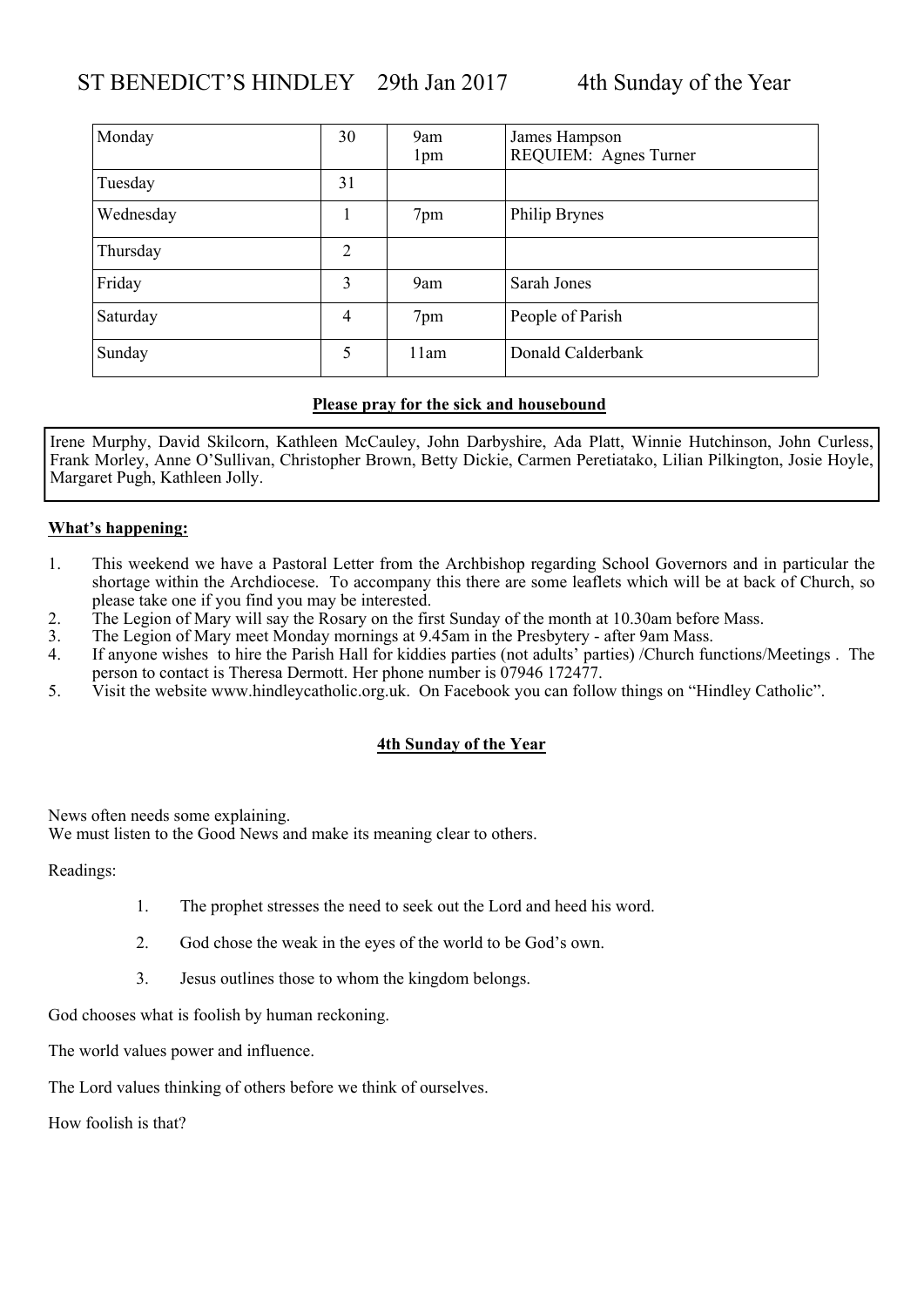# ST BENEDICT'S HINDLEY 29th Jan 2017 4th Sunday of the Year

| | | | |
|---|---|---|---|
| Monday | 30 | 9am<br>1pm | James Hampson<br>REQUIEM: Agnes Turner |
| Tuesday | 31 | | |
| Wednesday | 1 | 7pm | Philip Brynes |
| Thursday | 2 | | |
| Friday | 3 | 9am | Sarah Jones |
| Saturday | 4 | 7pm | People of Parish |
| Sunday | 5 | 11am | Donald Calderbank |

**Please pray for the sick and housebound**

Irene Murphy, David Skilcorn, Kathleen McCauley, John Darbyshire, Ada Platt, Winnie Hutchinson, John Curless, Frank Morley, Anne O'Sullivan, Christopher Brown, Betty Dickie, Carmen Peretiatako, Lilian Pilkington, Josie Hoyle, Margaret Pugh, Kathleen Jolly.

**What's happening:**

1. This weekend we have a Pastoral Letter from the Archbishop regarding School Governors and in particular the shortage within the Archdiocese. To accompany this there are some leaflets which will be at back of Church, so please take one if you find you may be interested.
2. The Legion of Mary will say the Rosary on the first Sunday of the month at 10.30am before Mass.
3. The Legion of Mary meet Monday mornings at 9.45am in the Presbytery - after 9am Mass.
4. If anyone wishes to hire the Parish Hall for kiddies parties (not adults' parties) /Church functions/Meetings . The person to contact is Theresa Dermott. Her phone number is 07946 172477.
5. Visit the website www.hindleycatholic.org.uk. On Facebook you can follow things on "Hindley Catholic".

**4th Sunday of the Year**

News often needs some explaining.
We must listen to the Good News and make its meaning clear to others.

Readings:

1. The prophet stresses the need to seek out the Lord and heed his word.
2. God chose the weak in the eyes of the world to be God's own.
3. Jesus outlines those to whom the kingdom belongs.

God chooses what is foolish by human reckoning.

The world values power and influence.

The Lord values thinking of others before we think of ourselves.

How foolish is that?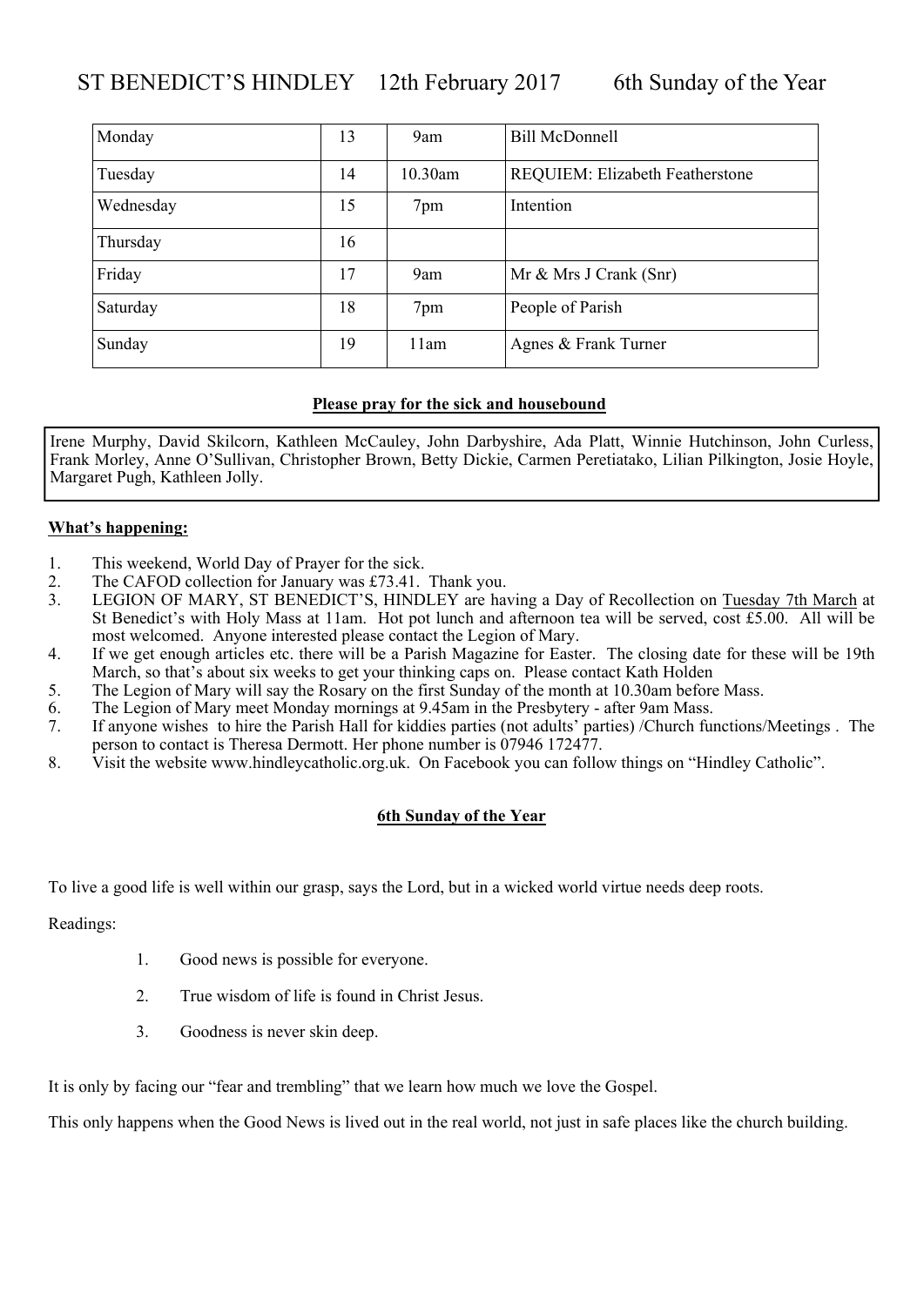# ST BENEDICT'S HINDLEY 12th February 2017 6th Sunday of the Year

| | | | |
|---|---|---|---|
| Monday | 13 | 9am | Bill McDonnell |
| Tuesday | 14 | 10.30am | REQUIEM: Elizabeth Featherstone |
| Wednesday | 15 | 7pm | Intention |
| Thursday | 16 | | |
| Friday | 17 | 9am | Mr & Mrs J Crank (Snr) |
| Saturday | 18 | 7pm | People of Parish |
| Sunday | 19 | 11am | Agnes & Frank Turner |

**Please pray for the sick and housebound**

Irene Murphy, David Skilcorn, Kathleen McCauley, John Darbyshire, Ada Platt, Winnie Hutchinson, John Curless, Frank Morley, Anne O'Sullivan, Christopher Brown, Betty Dickie, Carmen Peretiatako, Lilian Pilkington, Josie Hoyle, Margaret Pugh, Kathleen Jolly.

**What's happening:**

1. This weekend, World Day of Prayer for the sick.
2. The CAFOD collection for January was £73.41. Thank you.
3. LEGION OF MARY, ST BENEDICT'S, HINDLEY are having a Day of Recollection on Tuesday 7th March at St Benedict's with Holy Mass at 11am. Hot pot lunch and afternoon tea will be served, cost £5.00. All will be most welcomed. Anyone interested please contact the Legion of Mary.
4. If we get enough articles etc. there will be a Parish Magazine for Easter. The closing date for these will be 19th March, so that's about six weeks to get your thinking caps on. Please contact Kath Holden
5. The Legion of Mary will say the Rosary on the first Sunday of the month at 10.30am before Mass.
6. The Legion of Mary meet Monday mornings at 9.45am in the Presbytery - after 9am Mass.
7. If anyone wishes to hire the Parish Hall for kiddies parties (not adults' parties) /Church functions/Meetings . The person to contact is Theresa Dermott. Her phone number is 07946 172477.
8. Visit the website www.hindleycatholic.org.uk. On Facebook you can follow things on "Hindley Catholic".

**6th Sunday of the Year**

To live a good life is well within our grasp, says the Lord, but in a wicked world virtue needs deep roots.

Readings:

1. Good news is possible for everyone.
2. True wisdom of life is found in Christ Jesus.
3. Goodness is never skin deep.

It is only by facing our "fear and trembling" that we learn how much we love the Gospel.

This only happens when the Good News is lived out in the real world, not just in safe places like the church building.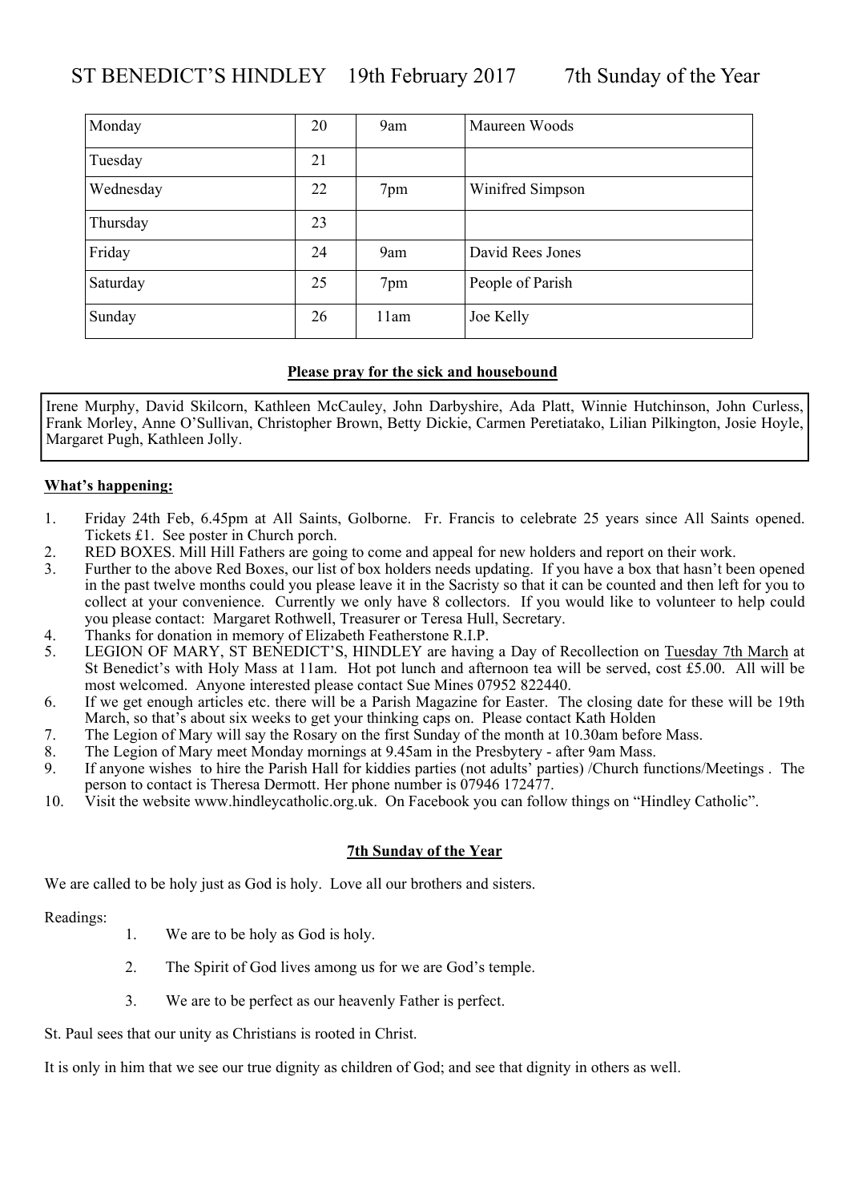# ST BENEDICT'S HINDLEY 19th February 2017 7th Sunday of the Year

| Monday | 20 | 9am | Maureen Woods |
|---|---|---|---|
| Tuesday | 21 | | |
| Wednesday | 22 | 7pm | Winifred Simpson |
| Thursday | 23 | | |
| Friday | 24 | 9am | David Rees Jones |
| Saturday | 25 | 7pm | People of Parish |
| Sunday | 26 | 11am | Joe Kelly |

**Please pray for the sick and housebound**

Irene Murphy, David Skilcorn, Kathleen McCauley, John Darbyshire, Ada Platt, Winnie Hutchinson, John Curless, Frank Morley, Anne O'Sullivan, Christopher Brown, Betty Dickie, Carmen Peretiatako, Lilian Pilkington, Josie Hoyle, Margaret Pugh, Kathleen Jolly.

**What's happening:**

1. Friday 24th Feb, 6.45pm at All Saints, Golborne. Fr. Francis to celebrate 25 years since All Saints opened. Tickets £1. See poster in Church porch.
2. RED BOXES. Mill Hill Fathers are going to come and appeal for new holders and report on their work.
3. Further to the above Red Boxes, our list of box holders needs updating. If you have a box that hasn't been opened in the past twelve months could you please leave it in the Sacristy so that it can be counted and then left for you to collect at your convenience. Currently we only have 8 collectors. If you would like to volunteer to help could you please contact: Margaret Rothwell, Treasurer or Teresa Hull, Secretary.
4. Thanks for donation in memory of Elizabeth Featherstone R.I.P.
5. LEGION OF MARY, ST BENEDICT'S, HINDLEY are having a Day of Recollection on Tuesday 7th March at St Benedict's with Holy Mass at 11am. Hot pot lunch and afternoon tea will be served, cost £5.00. All will be most welcomed. Anyone interested please contact Sue Mines 07952 822440.
6. If we get enough articles etc. there will be a Parish Magazine for Easter. The closing date for these will be 19th March, so that's about six weeks to get your thinking caps on. Please contact Kath Holden
7. The Legion of Mary will say the Rosary on the first Sunday of the month at 10.30am before Mass.
8. The Legion of Mary meet Monday mornings at 9.45am in the Presbytery - after 9am Mass.
9. If anyone wishes to hire the Parish Hall for kiddies parties (not adults' parties) /Church functions/Meetings . The person to contact is Theresa Dermott. Her phone number is 07946 172477.
10. Visit the website www.hindleycatholic.org.uk. On Facebook you can follow things on "Hindley Catholic".

**7th Sunday of the Year**

We are called to be holy just as God is holy. Love all our brothers and sisters.

Readings:

1. We are to be holy as God is holy.
2. The Spirit of God lives among us for we are God's temple.
3. We are to be perfect as our heavenly Father is perfect.

St. Paul sees that our unity as Christians is rooted in Christ.

It is only in him that we see our true dignity as children of God; and see that dignity in others as well.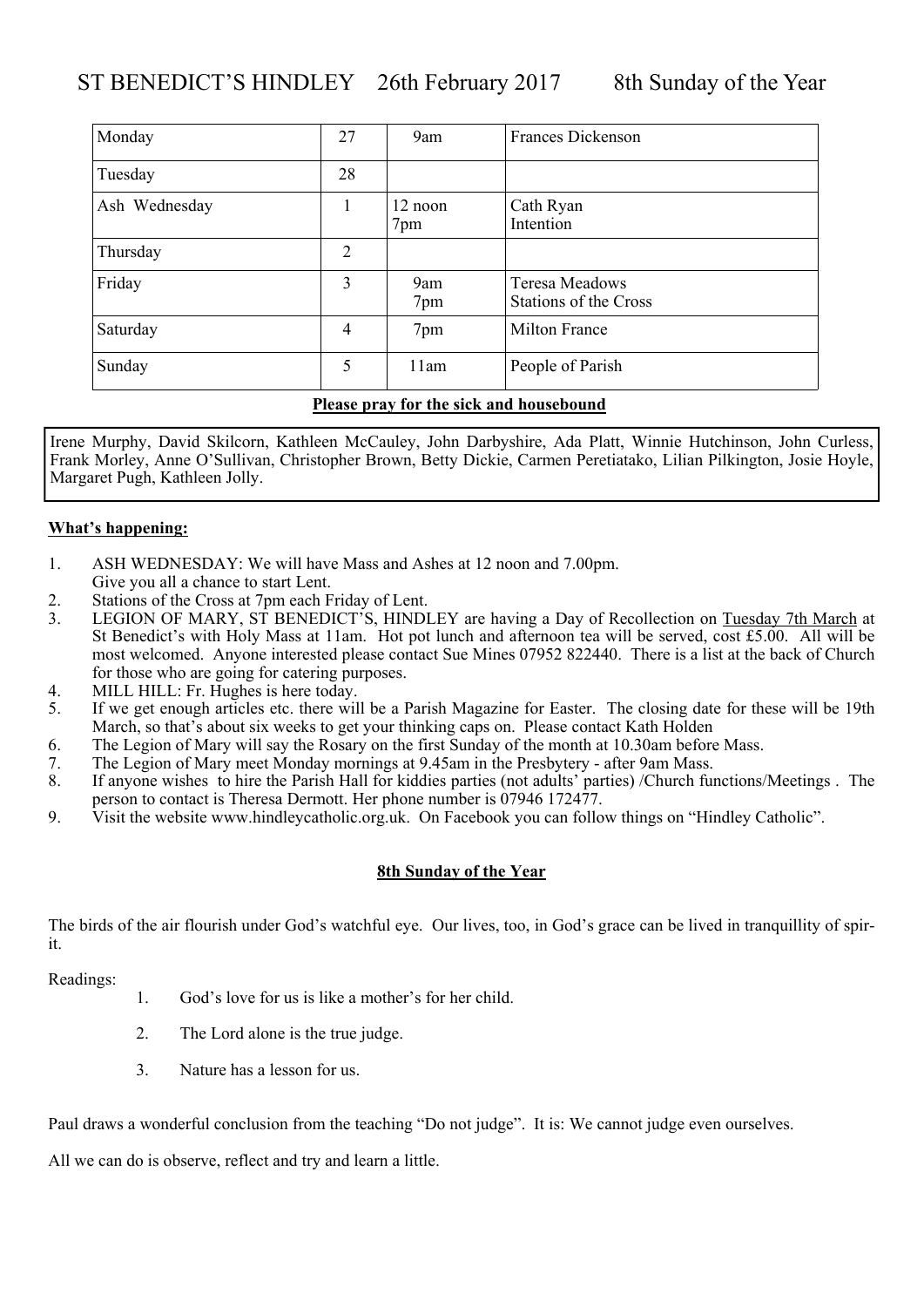# ST BENEDICT'S HINDLEY 26th February 2017 8th Sunday of the Year

| Monday | 27 | 9am | Frances Dickenson |
|---|---|---|---|
| Tuesday | 28 | | |
| Ash Wednesday | 1 | 12 noon<br>7pm | Cath Ryan<br>Intention |
| Thursday | 2 | | |
| Friday | 3 | 9am<br>7pm | Teresa Meadows<br>Stations of the Cross |
| Saturday | 4 | 7pm | Milton France |
| Sunday | 5 | 11am | People of Parish |

**Please pray for the sick and housebound**

Irene Murphy, David Skilcorn, Kathleen McCauley, John Darbyshire, Ada Platt, Winnie Hutchinson, John Curless, Frank Morley, Anne O'Sullivan, Christopher Brown, Betty Dickie, Carmen Peretiatako, Lilian Pilkington, Josie Hoyle, Margaret Pugh, Kathleen Jolly.

**What's happening:**

1. ASH WEDNESDAY: We will have Mass and Ashes at 12 noon and 7.00pm. Give you all a chance to start Lent.
2. Stations of the Cross at 7pm each Friday of Lent.
3. LEGION OF MARY, ST BENEDICT'S, HINDLEY are having a Day of Recollection on Tuesday 7th March at St Benedict's with Holy Mass at 11am. Hot pot lunch and afternoon tea will be served, cost £5.00. All will be most welcomed. Anyone interested please contact Sue Mines 07952 822440. There is a list at the back of Church for those who are going for catering purposes.
4. MILL HILL: Fr. Hughes is here today.
5. If we get enough articles etc. there will be a Parish Magazine for Easter. The closing date for these will be 19th March, so that's about six weeks to get your thinking caps on. Please contact Kath Holden
6. The Legion of Mary will say the Rosary on the first Sunday of the month at 10.30am before Mass.
7. The Legion of Mary meet Monday mornings at 9.45am in the Presbytery - after 9am Mass.
8. If anyone wishes to hire the Parish Hall for kiddies parties (not adults' parties) /Church functions/Meetings . The person to contact is Theresa Dermott. Her phone number is 07946 172477.
9. Visit the website www.hindleycatholic.org.uk. On Facebook you can follow things on "Hindley Catholic".

**8th Sunday of the Year**

The birds of the air flourish under God's watchful eye. Our lives, too, in God's grace can be lived in tranquillity of spirit.

Readings:

1. God's love for us is like a mother's for her child.
2. The Lord alone is the true judge.
3. Nature has a lesson for us.

Paul draws a wonderful conclusion from the teaching "Do not judge". It is: We cannot judge even ourselves.

All we can do is observe, reflect and try and learn a little.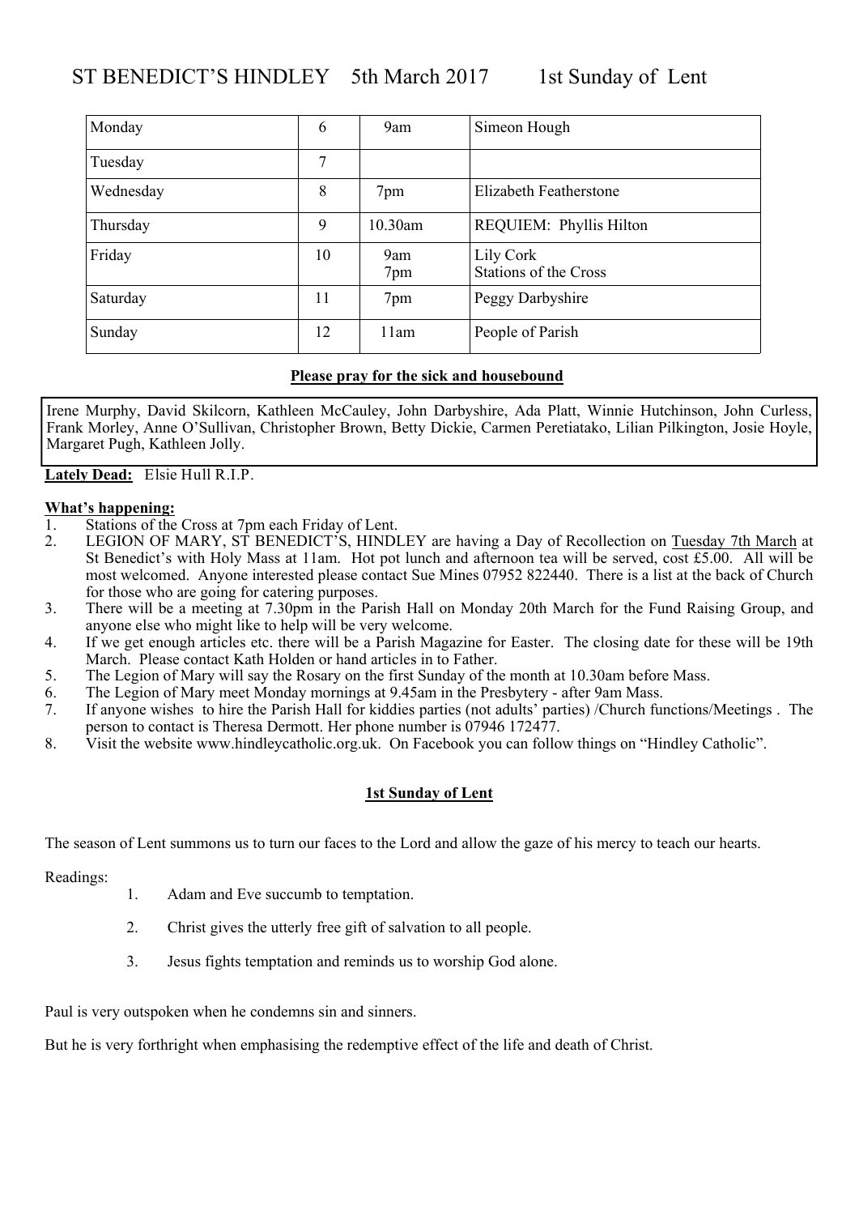# ST BENEDICT'S HINDLEY 5th March 2017 1st Sunday of Lent

| | | | |
|---|---|---|---|
| Monday | 6 | 9am | Simeon Hough |
| Tuesday | 7 | | |
| Wednesday | 8 | 7pm | Elizabeth Featherstone |
| Thursday | 9 | 10.30am | REQUIEM: Phyllis Hilton |
| Friday | 10 | 9am<br>7pm | Lily Cork<br>Stations of the Cross |
| Saturday | 11 | 7pm | Peggy Darbyshire |
| Sunday | 12 | 11am | People of Parish |

**Please pray for the sick and housebound**

Irene Murphy, David Skilcorn, Kathleen McCauley, John Darbyshire, Ada Platt, Winnie Hutchinson, John Curless, Frank Morley, Anne O'Sullivan, Christopher Brown, Betty Dickie, Carmen Peretiatako, Lilian Pilkington, Josie Hoyle, Margaret Pugh, Kathleen Jolly.

**Lately Dead:** Elsie Hull R.I.P.

**What's happening:**

1. Stations of the Cross at 7pm each Friday of Lent.
2. LEGION OF MARY, ST BENEDICT'S, HINDLEY are having a Day of Recollection on Tuesday 7th March at St Benedict's with Holy Mass at 11am. Hot pot lunch and afternoon tea will be served, cost £5.00. All will be most welcomed. Anyone interested please contact Sue Mines 07952 822440. There is a list at the back of Church for those who are going for catering purposes.
3. There will be a meeting at 7.30pm in the Parish Hall on Monday 20th March for the Fund Raising Group, and anyone else who might like to help will be very welcome.
4. If we get enough articles etc. there will be a Parish Magazine for Easter. The closing date for these will be 19th March. Please contact Kath Holden or hand articles in to Father.
5. The Legion of Mary will say the Rosary on the first Sunday of the month at 10.30am before Mass.
6. The Legion of Mary meet Monday mornings at 9.45am in the Presbytery - after 9am Mass.
7. If anyone wishes to hire the Parish Hall for kiddies parties (not adults' parties) /Church functions/Meetings . The person to contact is Theresa Dermott. Her phone number is 07946 172477.
8. Visit the website www.hindleycatholic.org.uk. On Facebook you can follow things on "Hindley Catholic".

**1st Sunday of Lent**

The season of Lent summons us to turn our faces to the Lord and allow the gaze of his mercy to teach our hearts.

Readings:

1. Adam and Eve succumb to temptation.
2. Christ gives the utterly free gift of salvation to all people.
3. Jesus fights temptation and reminds us to worship God alone.

Paul is very outspoken when he condemns sin and sinners.

But he is very forthright when emphasising the redemptive effect of the life and death of Christ.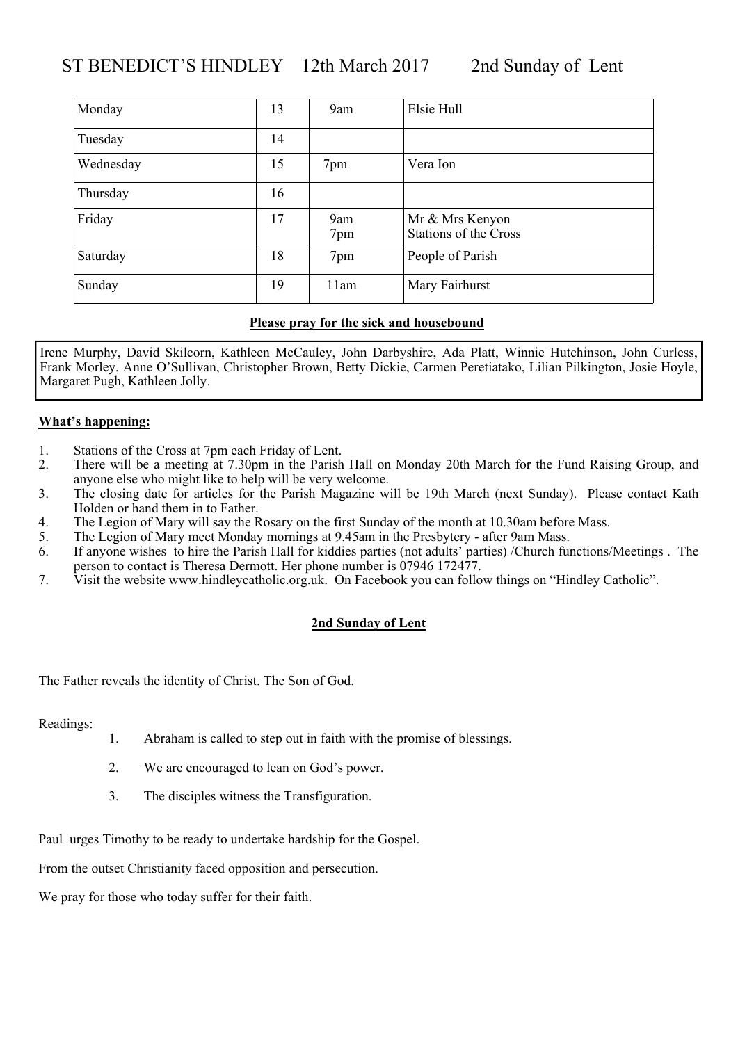# ST BENEDICT'S HINDLEY 12th March 2017 2nd Sunday of Lent

| | | | |
|---|---|---|---|
| Monday | 13 | 9am | Elsie Hull |
| Tuesday | 14 | | |
| Wednesday | 15 | 7pm | Vera Ion |
| Thursday | 16 | | |
| Friday | 17 | 9am<br>7pm | Mr & Mrs Kenyon<br>Stations of the Cross |
| Saturday | 18 | 7pm | People of Parish |
| Sunday | 19 | 11am | Mary Fairhurst |

**Please pray for the sick and housebound**

Irene Murphy, David Skilcorn, Kathleen McCauley, John Darbyshire, Ada Platt, Winnie Hutchinson, John Curless, Frank Morley, Anne O'Sullivan, Christopher Brown, Betty Dickie, Carmen Peretiatako, Lilian Pilkington, Josie Hoyle, Margaret Pugh, Kathleen Jolly.

**What's happening:**

1. Stations of the Cross at 7pm each Friday of Lent.
2. There will be a meeting at 7.30pm in the Parish Hall on Monday 20th March for the Fund Raising Group, and anyone else who might like to help will be very welcome.
3. The closing date for articles for the Parish Magazine will be 19th March (next Sunday). Please contact Kath Holden or hand them in to Father.
4. The Legion of Mary will say the Rosary on the first Sunday of the month at 10.30am before Mass.
5. The Legion of Mary meet Monday mornings at 9.45am in the Presbytery - after 9am Mass.
6. If anyone wishes to hire the Parish Hall for kiddies parties (not adults' parties) /Church functions/Meetings . The person to contact is Theresa Dermott. Her phone number is 07946 172477.
7. Visit the website www.hindleycatholic.org.uk. On Facebook you can follow things on "Hindley Catholic".

**2nd Sunday of Lent**

The Father reveals the identity of Christ. The Son of God.

Readings:

1. Abraham is called to step out in faith with the promise of blessings.
2. We are encouraged to lean on God's power.
3. The disciples witness the Transfiguration.

Paul urges Timothy to be ready to undertake hardship for the Gospel.

From the outset Christianity faced opposition and persecution.

We pray for those who today suffer for their faith.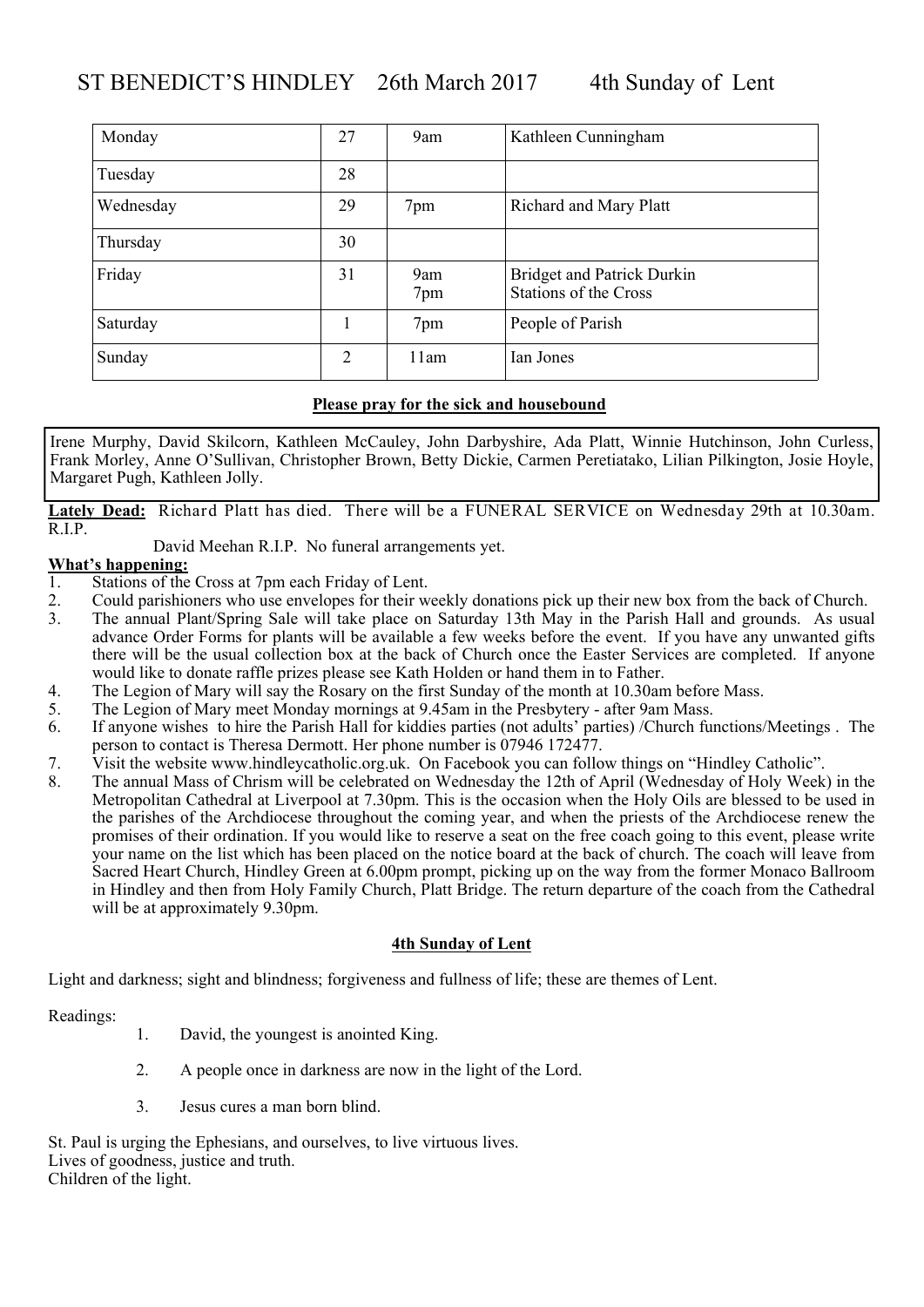# ST BENEDICT'S HINDLEY 26th March 2017 4th Sunday of Lent

| | | | |
|---|---|---|---|
| Monday | 27 | 9am | Kathleen Cunningham |
| Tuesday | 28 | | |
| Wednesday | 29 | 7pm | Richard and Mary Platt |
| Thursday | 30 | | |
| Friday | 31 | 9am<br>7pm | Bridget and Patrick Durkin<br>Stations of the Cross |
| Saturday | 1 | 7pm | People of Parish |
| Sunday | 2 | 11am | Ian Jones |

**Please pray for the sick and housebound**

Irene Murphy, David Skilcorn, Kathleen McCauley, John Darbyshire, Ada Platt, Winnie Hutchinson, John Curless, Frank Morley, Anne O'Sullivan, Christopher Brown, Betty Dickie, Carmen Peretiatako, Lilian Pilkington, Josie Hoyle, Margaret Pugh, Kathleen Jolly.

**Lately Dead:** Richard Platt has died. There will be a FUNERAL SERVICE on Wednesday 29th at 10.30am. R.I.P.

David Meehan R.I.P. No funeral arrangements yet.

**What's happening:**

1. Stations of the Cross at 7pm each Friday of Lent.
2. Could parishioners who use envelopes for their weekly donations pick up their new box from the back of Church.
3. The annual Plant/Spring Sale will take place on Saturday 13th May in the Parish Hall and grounds. As usual advance Order Forms for plants will be available a few weeks before the event. If you have any unwanted gifts there will be the usual collection box at the back of Church once the Easter Services are completed. If anyone would like to donate raffle prizes please see Kath Holden or hand them in to Father.
4. The Legion of Mary will say the Rosary on the first Sunday of the month at 10.30am before Mass.
5. The Legion of Mary meet Monday mornings at 9.45am in the Presbytery - after 9am Mass.
6. If anyone wishes to hire the Parish Hall for kiddies parties (not adults' parties) /Church functions/Meetings . The person to contact is Theresa Dermott. Her phone number is 07946 172477.
7. Visit the website www.hindleycatholic.org.uk. On Facebook you can follow things on "Hindley Catholic".
8. The annual Mass of Chrism will be celebrated on Wednesday the 12th of April (Wednesday of Holy Week) in the Metropolitan Cathedral at Liverpool at 7.30pm. This is the occasion when the Holy Oils are blessed to be used in the parishes of the Archdiocese throughout the coming year, and when the priests of the Archdiocese renew the promises of their ordination. If you would like to reserve a seat on the free coach going to this event, please write your name on the list which has been placed on the notice board at the back of church. The coach will leave from Sacred Heart Church, Hindley Green at 6.00pm prompt, picking up on the way from the former Monaco Ballroom in Hindley and then from Holy Family Church, Platt Bridge. The return departure of the coach from the Cathedral will be at approximately 9.30pm.

**4th Sunday of Lent**

Light and darkness; sight and blindness; forgiveness and fullness of life; these are themes of Lent.

Readings:

1. David, the youngest is anointed King.
2. A people once in darkness are now in the light of the Lord.
3. Jesus cures a man born blind.

St. Paul is urging the Ephesians, and ourselves, to live virtuous lives.
Lives of goodness, justice and truth.
Children of the light.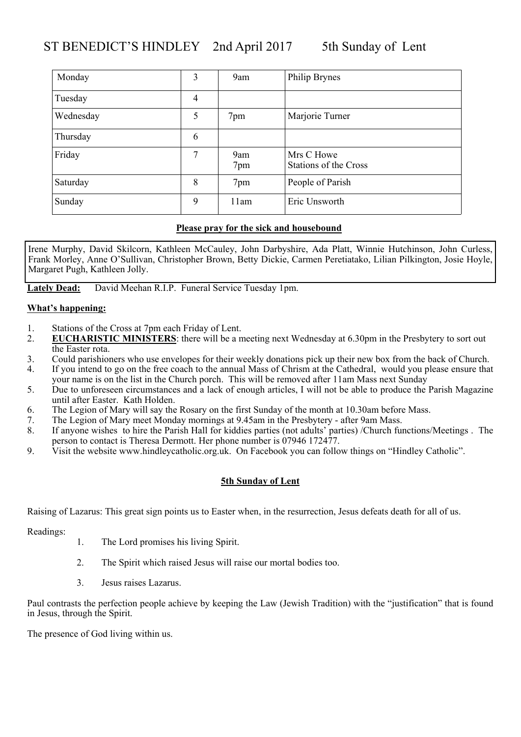# ST BENEDICT'S HINDLEY 2nd April 2017 5th Sunday of Lent

| | | | |
|---|---|---|---|
| Monday | 3 | 9am | Philip Brynes |
| Tuesday | 4 | | |
| Wednesday | 5 | 7pm | Marjorie Turner |
| Thursday | 6 | | |
| Friday | 7 | 9am<br>7pm | Mrs C Howe<br>Stations of the Cross |
| Saturday | 8 | 7pm | People of Parish |
| Sunday | 9 | 11am | Eric Unsworth |

**Please pray for the sick and housebound**

Irene Murphy, David Skilcorn, Kathleen McCauley, John Darbyshire, Ada Platt, Winnie Hutchinson, John Curless, Frank Morley, Anne O'Sullivan, Christopher Brown, Betty Dickie, Carmen Peretiatako, Lilian Pilkington, Josie Hoyle, Margaret Pugh, Kathleen Jolly.

**Lately Dead:** David Meehan R.I.P. Funeral Service Tuesday 1pm.

**What's happening:**

1. Stations of the Cross at 7pm each Friday of Lent.
2. **EUCHARISTIC MINISTERS**: there will be a meeting next Wednesday at 6.30pm in the Presbytery to sort out the Easter rota.
3. Could parishioners who use envelopes for their weekly donations pick up their new box from the back of Church.
4. If you intend to go on the free coach to the annual Mass of Chrism at the Cathedral, would you please ensure that your name is on the list in the Church porch. This will be removed after 11am Mass next Sunday
5. Due to unforeseen circumstances and a lack of enough articles, I will not be able to produce the Parish Magazine until after Easter. Kath Holden.
6. The Legion of Mary will say the Rosary on the first Sunday of the month at 10.30am before Mass.
7. The Legion of Mary meet Monday mornings at 9.45am in the Presbytery - after 9am Mass.
8. If anyone wishes to hire the Parish Hall for kiddies parties (not adults' parties) /Church functions/Meetings . The person to contact is Theresa Dermott. Her phone number is 07946 172477.
9. Visit the website www.hindleycatholic.org.uk. On Facebook you can follow things on "Hindley Catholic".

**5th Sunday of Lent**

Raising of Lazarus: This great sign points us to Easter when, in the resurrection, Jesus defeats death for all of us.

Readings:

1. The Lord promises his living Spirit.
2. The Spirit which raised Jesus will raise our mortal bodies too.
3. Jesus raises Lazarus.

Paul contrasts the perfection people achieve by keeping the Law (Jewish Tradition) with the "justification" that is found in Jesus, through the Spirit.

The presence of God living within us.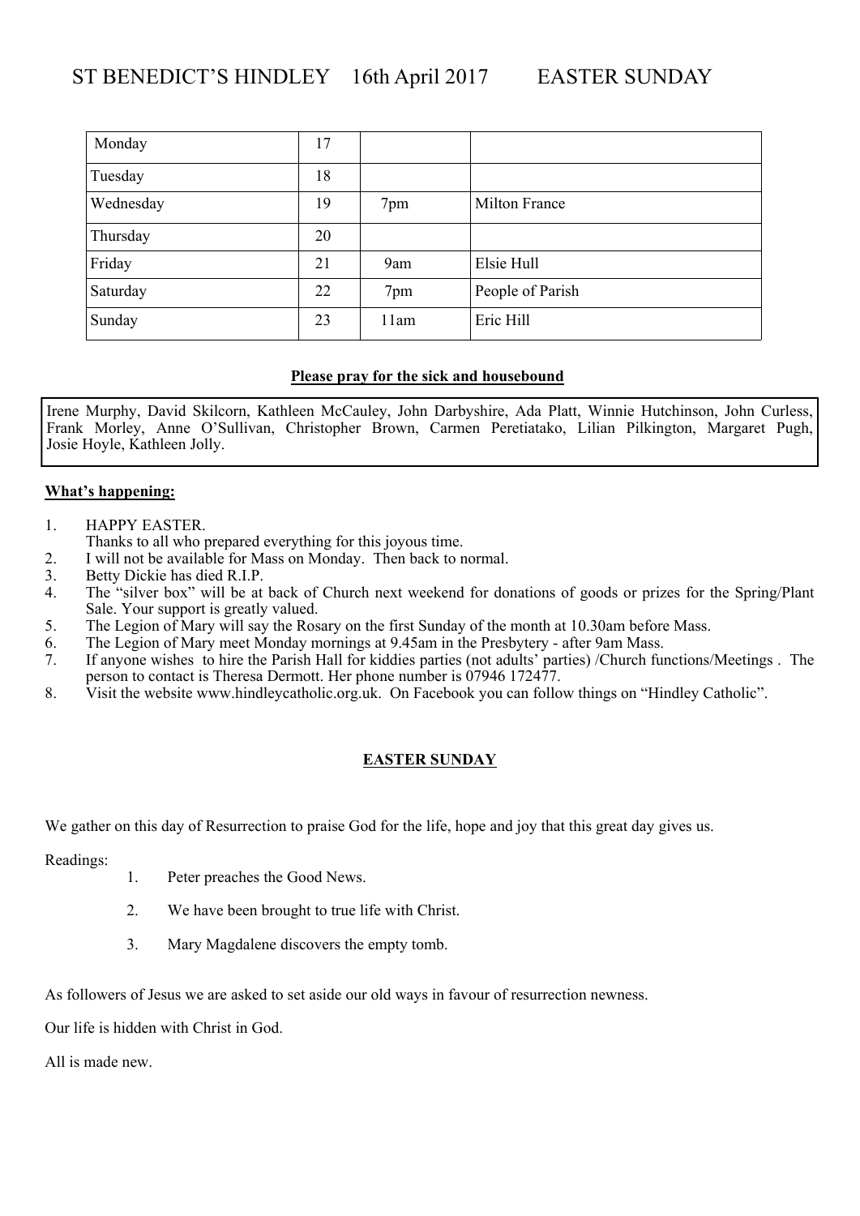# ST BENEDICT'S HINDLEY 16th April 2017 EASTER SUNDAY

| | | | |
|---|---|---|---|
| Monday | 17 | | |
| Tuesday | 18 | | |
| Wednesday | 19 | 7pm | Milton France |
| Thursday | 20 | | |
| Friday | 21 | 9am | Elsie Hull |
| Saturday | 22 | 7pm | People of Parish |
| Sunday | 23 | 11am | Eric Hill |

**Please pray for the sick and housebound**

Irene Murphy, David Skilcorn, Kathleen McCauley, John Darbyshire, Ada Platt, Winnie Hutchinson, John Curless, Frank Morley, Anne O'Sullivan, Christopher Brown, Carmen Peretiatako, Lilian Pilkington, Margaret Pugh, Josie Hoyle, Kathleen Jolly.

**What's happening:**

1. HAPPY EASTER.
   Thanks to all who prepared everything for this joyous time.
2. I will not be available for Mass on Monday. Then back to normal.
3. Betty Dickie has died R.I.P.
4. The "silver box" will be at back of Church next weekend for donations of goods or prizes for the Spring/Plant Sale. Your support is greatly valued.
5. The Legion of Mary will say the Rosary on the first Sunday of the month at 10.30am before Mass.
6. The Legion of Mary meet Monday mornings at 9.45am in the Presbytery - after 9am Mass.
7. If anyone wishes to hire the Parish Hall for kiddies parties (not adults' parties) /Church functions/Meetings . The person to contact is Theresa Dermott. Her phone number is 07946 172477.
8. Visit the website www.hindleycatholic.org.uk. On Facebook you can follow things on "Hindley Catholic".

**EASTER SUNDAY**

We gather on this day of Resurrection to praise God for the life, hope and joy that this great day gives us.

Readings:

1. Peter preaches the Good News.
2. We have been brought to true life with Christ.
3. Mary Magdalene discovers the empty tomb.

As followers of Jesus we are asked to set aside our old ways in favour of resurrection newness.

Our life is hidden with Christ in God.

All is made new.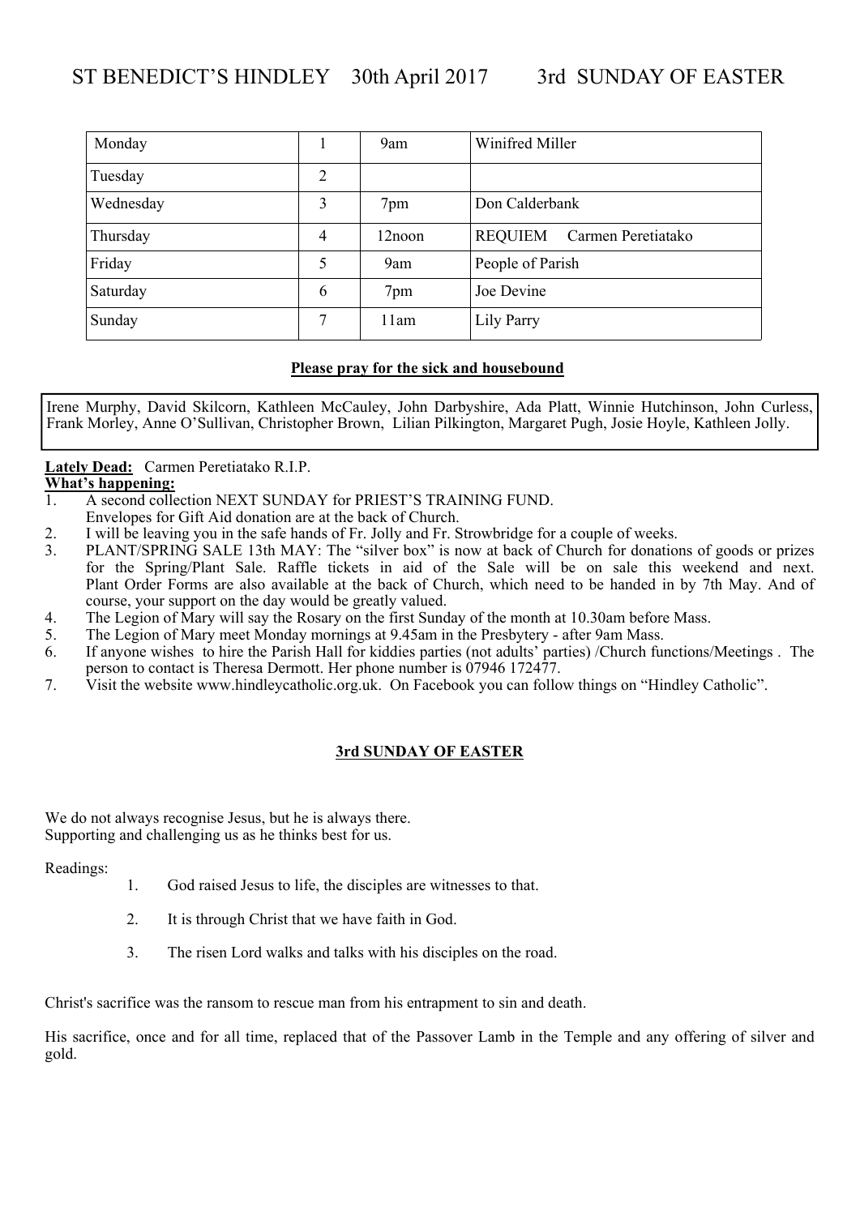# ST BENEDICT'S HINDLEY 30th April 2017 3rd SUNDAY OF EASTER

| | | | |
|---|---|---|---|
| Monday | 1 | 9am | Winifred Miller |
| Tuesday | 2 | | |
| Wednesday | 3 | 7pm | Don Calderbank |
| Thursday | 4 | 12noon | REQUIEM Carmen Peretiatako |
| Friday | 5 | 9am | People of Parish |
| Saturday | 6 | 7pm | Joe Devine |
| Sunday | 7 | 11am | Lily Parry |

**Please pray for the sick and housebound**

Irene Murphy, David Skilcorn, Kathleen McCauley, John Darbyshire, Ada Platt, Winnie Hutchinson, John Curless, Frank Morley, Anne O'Sullivan, Christopher Brown, Lilian Pilkington, Margaret Pugh, Josie Hoyle, Kathleen Jolly.

**Lately Dead:** Carmen Peretiatako R.I.P.

**What's happening:**

1. A second collection NEXT SUNDAY for PRIEST'S TRAINING FUND. Envelopes for Gift Aid donation are at the back of Church.
2. I will be leaving you in the safe hands of Fr. Jolly and Fr. Strowbridge for a couple of weeks.
3. PLANT/SPRING SALE 13th MAY: The "silver box" is now at back of Church for donations of goods or prizes for the Spring/Plant Sale. Raffle tickets in aid of the Sale will be on sale this weekend and next. Plant Order Forms are also available at the back of Church, which need to be handed in by 7th May. And of course, your support on the day would be greatly valued.
4. The Legion of Mary will say the Rosary on the first Sunday of the month at 10.30am before Mass.
5. The Legion of Mary meet Monday mornings at 9.45am in the Presbytery - after 9am Mass.
6. If anyone wishes to hire the Parish Hall for kiddies parties (not adults' parties) /Church functions/Meetings . The person to contact is Theresa Dermott. Her phone number is 07946 172477.
7. Visit the website www.hindleycatholic.org.uk. On Facebook you can follow things on "Hindley Catholic".

**3rd SUNDAY OF EASTER**

We do not always recognise Jesus, but he is always there.
Supporting and challenging us as he thinks best for us.

Readings:

1. God raised Jesus to life, the disciples are witnesses to that.
2. It is through Christ that we have faith in God.
3. The risen Lord walks and talks with his disciples on the road.

Christ's sacrifice was the ransom to rescue man from his entrapment to sin and death.

His sacrifice, once and for all time, replaced that of the Passover Lamb in the Temple and any offering of silver and gold.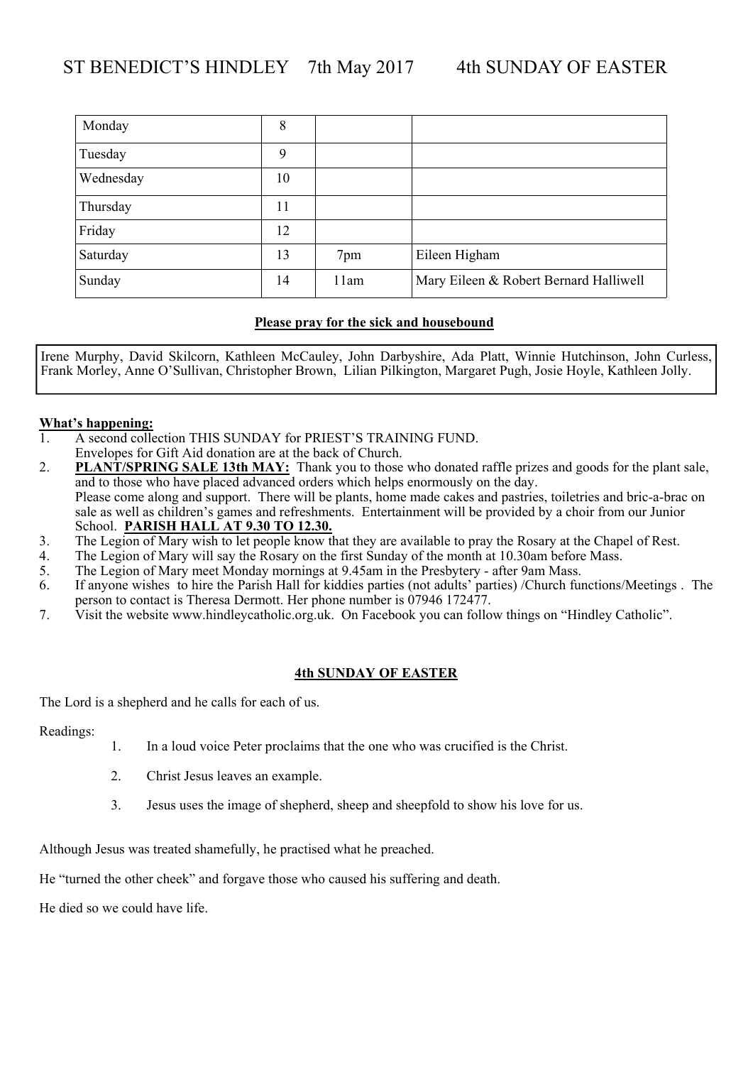# ST BENEDICT'S HINDLEY 7th May 2017 4th SUNDAY OF EASTER

| | | | |
|---|---|---|---|
| Monday | 8 | | |
| Tuesday | 9 | | |
| Wednesday | 10 | | |
| Thursday | 11 | | |
| Friday | 12 | | |
| Saturday | 13 | 7pm | Eileen Higham |
| Sunday | 14 | 11am | Mary Eileen & Robert Bernard Halliwell |

**Please pray for the sick and housebound**

Irene Murphy, David Skilcorn, Kathleen McCauley, John Darbyshire, Ada Platt, Winnie Hutchinson, John Curless, Frank Morley, Anne O'Sullivan, Christopher Brown, Lilian Pilkington, Margaret Pugh, Josie Hoyle, Kathleen Jolly.

**What's happening:**

1. A second collection THIS SUNDAY for PRIEST'S TRAINING FUND.
   Envelopes for Gift Aid donation are at the back of Church.
2. **PLANT/SPRING SALE 13th MAY:** Thank you to those who donated raffle prizes and goods for the plant sale, and to those who have placed advanced orders which helps enormously on the day.
   Please come along and support. There will be plants, home made cakes and pastries, toiletries and bric-a-brac on sale as well as children's games and refreshments. Entertainment will be provided by a choir from our Junior School. **PARISH HALL AT 9.30 TO 12.30.**
3. The Legion of Mary wish to let people know that they are available to pray the Rosary at the Chapel of Rest.
4. The Legion of Mary will say the Rosary on the first Sunday of the month at 10.30am before Mass.
5. The Legion of Mary meet Monday mornings at 9.45am in the Presbytery - after 9am Mass.
6. If anyone wishes to hire the Parish Hall for kiddies parties (not adults' parties) /Church functions/Meetings . The person to contact is Theresa Dermott. Her phone number is 07946 172477.
7. Visit the website www.hindleycatholic.org.uk. On Facebook you can follow things on "Hindley Catholic".

**4th SUNDAY OF EASTER**

The Lord is a shepherd and he calls for each of us.

Readings:

1. In a loud voice Peter proclaims that the one who was crucified is the Christ.
2. Christ Jesus leaves an example.
3. Jesus uses the image of shepherd, sheep and sheepfold to show his love for us.

Although Jesus was treated shamefully, he practised what he preached.

He "turned the other cheek" and forgave those who caused his suffering and death.

He died so we could have life.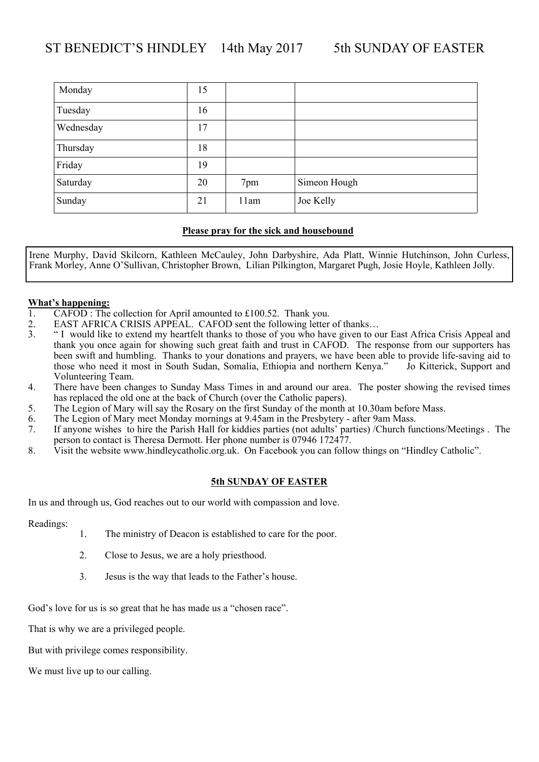# ST BENEDICT'S HINDLEY 14th May 2017 5th SUNDAY OF EASTER

| | | | |
|---|---|---|---|
| Monday | 15 | | |
| Tuesday | 16 | | |
| Wednesday | 17 | | |
| Thursday | 18 | | |
| Friday | 19 | | |
| Saturday | 20 | 7pm | Simeon Hough |
| Sunday | 21 | 11am | Joe Kelly |

**Please pray for the sick and housebound**

Irene Murphy, David Skilcorn, Kathleen McCauley, John Darbyshire, Ada Platt, Winnie Hutchinson, John Curless, Frank Morley, Anne O'Sullivan, Christopher Brown, Lilian Pilkington, Margaret Pugh, Josie Hoyle, Kathleen Jolly.

**What's happening:**

1. CAFOD : The collection for April amounted to £100.52. Thank you.
2. EAST AFRICA CRISIS APPEAL. CAFOD sent the following letter of thanks…
3. " I would like to extend my heartfelt thanks to those of you who have given to our East Africa Crisis Appeal and thank you once again for showing such great faith and trust in CAFOD. The response from our supporters has been swift and humbling. Thanks to your donations and prayers, we have been able to provide life-saving aid to those who need it most in South Sudan, Somalia, Ethiopia and northern Kenya." Jo Kitterick, Support and Volunteering Team.
4. There have been changes to Sunday Mass Times in and around our area. The poster showing the revised times has replaced the old one at the back of Church (over the Catholic papers).
5. The Legion of Mary will say the Rosary on the first Sunday of the month at 10.30am before Mass.
6. The Legion of Mary meet Monday mornings at 9.45am in the Presbytery - after 9am Mass.
7. If anyone wishes to hire the Parish Hall for kiddies parties (not adults' parties) /Church functions/Meetings . The person to contact is Theresa Dermott. Her phone number is 07946 172477.
8. Visit the website www.hindleycatholic.org.uk. On Facebook you can follow things on "Hindley Catholic".

**5th SUNDAY OF EASTER**

In us and through us, God reaches out to our world with compassion and love.

Readings:

1. The ministry of Deacon is established to care for the poor.
2. Close to Jesus, we are a holy priesthood.
3. Jesus is the way that leads to the Father's house.

God's love for us is so great that he has made us a "chosen race".

That is why we are a privileged people.

But with privilege comes responsibility.

We must live up to our calling.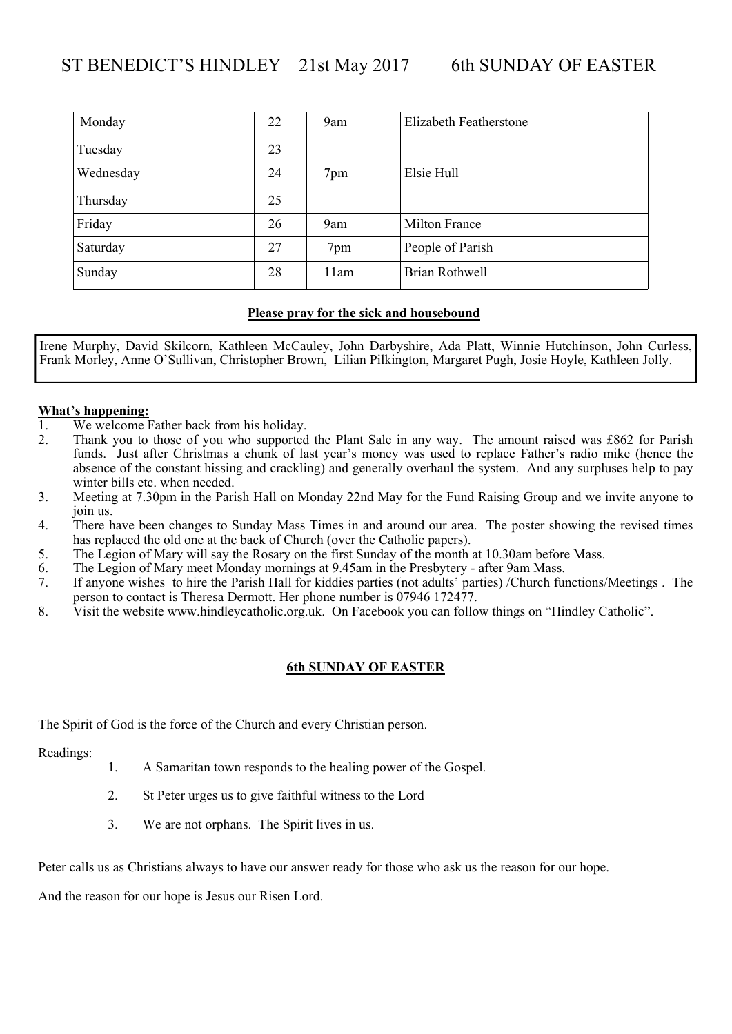# ST BENEDICT'S HINDLEY 21st May 2017 6th SUNDAY OF EASTER

| | | | |
|---|---|---|---|
| Monday | 22 | 9am | Elizabeth Featherstone |
| Tuesday | 23 | | |
| Wednesday | 24 | 7pm | Elsie Hull |
| Thursday | 25 | | |
| Friday | 26 | 9am | Milton France |
| Saturday | 27 | 7pm | People of Parish |
| Sunday | 28 | 11am | Brian Rothwell |

**Please pray for the sick and housebound**

Irene Murphy, David Skilcorn, Kathleen McCauley, John Darbyshire, Ada Platt, Winnie Hutchinson, John Curless, Frank Morley, Anne O'Sullivan, Christopher Brown, Lilian Pilkington, Margaret Pugh, Josie Hoyle, Kathleen Jolly.

**What's happening:**

1. We welcome Father back from his holiday.
2. Thank you to those of you who supported the Plant Sale in any way. The amount raised was £862 for Parish funds. Just after Christmas a chunk of last year's money was used to replace Father's radio mike (hence the absence of the constant hissing and crackling) and generally overhaul the system. And any surpluses help to pay winter bills etc. when needed.
3. Meeting at 7.30pm in the Parish Hall on Monday 22nd May for the Fund Raising Group and we invite anyone to join us.
4. There have been changes to Sunday Mass Times in and around our area. The poster showing the revised times has replaced the old one at the back of Church (over the Catholic papers).
5. The Legion of Mary will say the Rosary on the first Sunday of the month at 10.30am before Mass.
6. The Legion of Mary meet Monday mornings at 9.45am in the Presbytery - after 9am Mass.
7. If anyone wishes to hire the Parish Hall for kiddies parties (not adults' parties) /Church functions/Meetings . The person to contact is Theresa Dermott. Her phone number is 07946 172477.
8. Visit the website www.hindleycatholic.org.uk. On Facebook you can follow things on "Hindley Catholic".

**6th SUNDAY OF EASTER**

The Spirit of God is the force of the Church and every Christian person.

Readings:

1. A Samaritan town responds to the healing power of the Gospel.
2. St Peter urges us to give faithful witness to the Lord
3. We are not orphans. The Spirit lives in us.

Peter calls us as Christians always to have our answer ready for those who ask us the reason for our hope.

And the reason for our hope is Jesus our Risen Lord.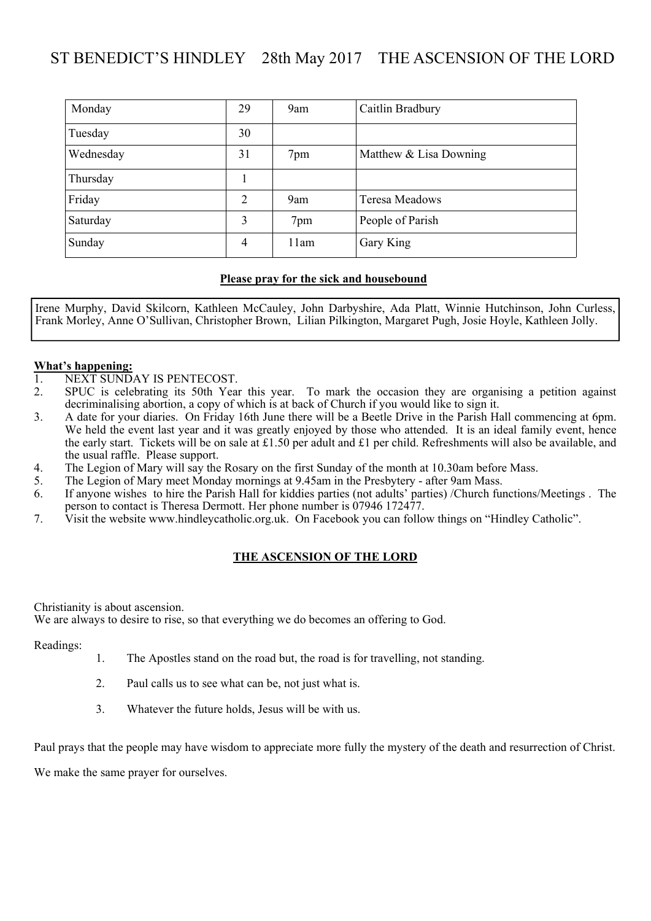# ST BENEDICT'S HINDLEY 28th May 2017 THE ASCENSION OF THE LORD

| | | | |
|---|---|---|---|
| Monday | 29 | 9am | Caitlin Bradbury |
| Tuesday | 30 | | |
| Wednesday | 31 | 7pm | Matthew & Lisa Downing |
| Thursday | 1 | | |
| Friday | 2 | 9am | Teresa Meadows |
| Saturday | 3 | 7pm | People of Parish |
| Sunday | 4 | 11am | Gary King |

**Please pray for the sick and housebound**

Irene Murphy, David Skilcorn, Kathleen McCauley, John Darbyshire, Ada Platt, Winnie Hutchinson, John Curless, Frank Morley, Anne O'Sullivan, Christopher Brown, Lilian Pilkington, Margaret Pugh, Josie Hoyle, Kathleen Jolly.

**What's happening:**

1. NEXT SUNDAY IS PENTECOST.
2. SPUC is celebrating its 50th Year this year. To mark the occasion they are organising a petition against decriminalising abortion, a copy of which is at back of Church if you would like to sign it.
3. A date for your diaries. On Friday 16th June there will be a Beetle Drive in the Parish Hall commencing at 6pm. We held the event last year and it was greatly enjoyed by those who attended. It is an ideal family event, hence the early start. Tickets will be on sale at £1.50 per adult and £1 per child. Refreshments will also be available, and the usual raffle. Please support.
4. The Legion of Mary will say the Rosary on the first Sunday of the month at 10.30am before Mass.
5. The Legion of Mary meet Monday mornings at 9.45am in the Presbytery - after 9am Mass.
6. If anyone wishes to hire the Parish Hall for kiddies parties (not adults' parties) /Church functions/Meetings . The person to contact is Theresa Dermott. Her phone number is 07946 172477.
7. Visit the website www.hindleycatholic.org.uk. On Facebook you can follow things on "Hindley Catholic".

## THE ASCENSION OF THE LORD

Christianity is about ascension.
We are always to desire to rise, so that everything we do becomes an offering to God.

Readings:

1. The Apostles stand on the road but, the road is for travelling, not standing.
2. Paul calls us to see what can be, not just what is.
3. Whatever the future holds, Jesus will be with us.

Paul prays that the people may have wisdom to appreciate more fully the mystery of the death and resurrection of Christ.

We make the same prayer for ourselves.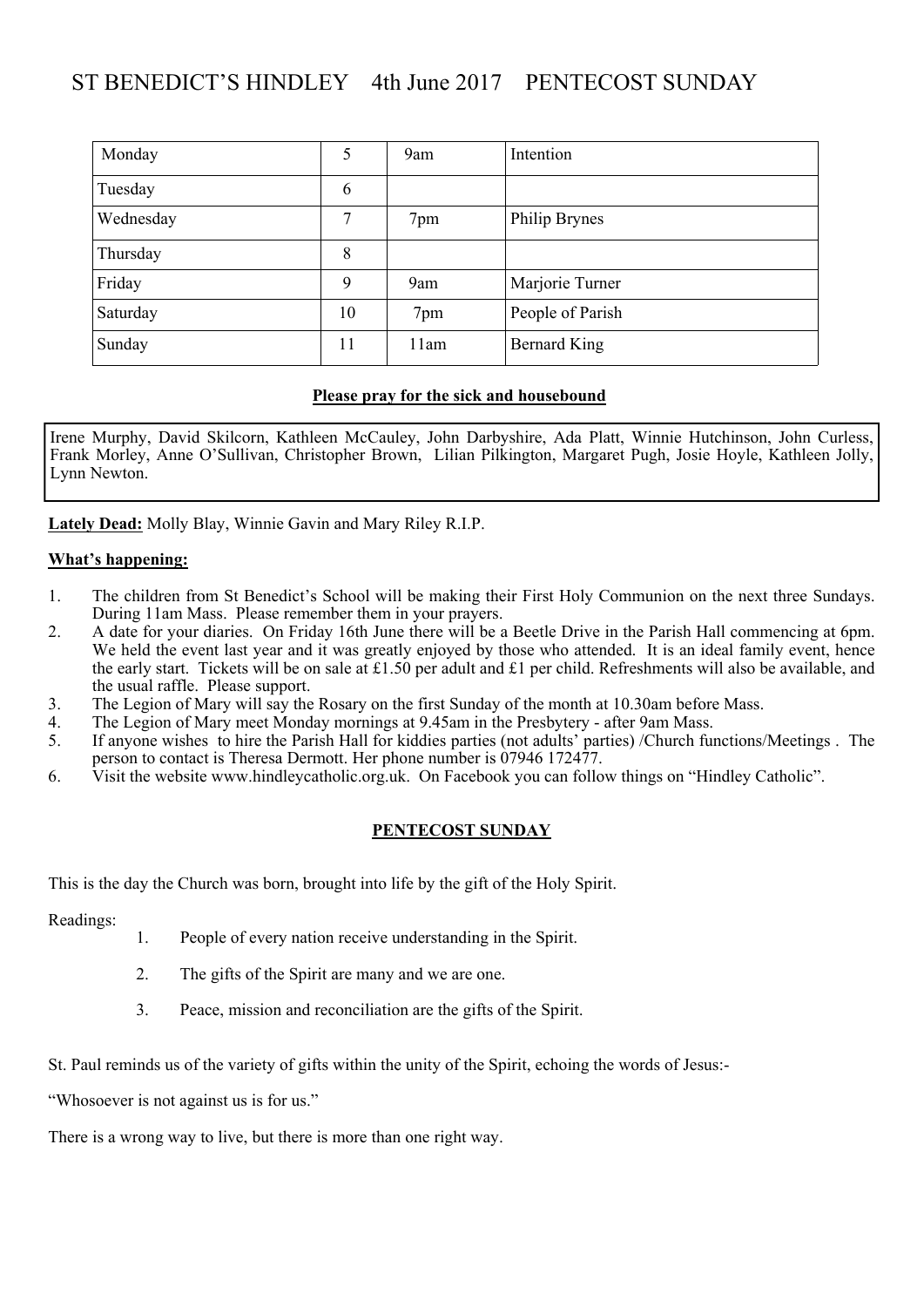# ST BENEDICT'S HINDLEY 4th June 2017 PENTECOST SUNDAY

| | | | |
|---|---|---|---|
| Monday | 5 | 9am | Intention |
| Tuesday | 6 | | |
| Wednesday | 7 | 7pm | Philip Brynes |
| Thursday | 8 | | |
| Friday | 9 | 9am | Marjorie Turner |
| Saturday | 10 | 7pm | People of Parish |
| Sunday | 11 | 11am | Bernard King |

**Please pray for the sick and housebound**

Irene Murphy, David Skilcorn, Kathleen McCauley, John Darbyshire, Ada Platt, Winnie Hutchinson, John Curless, Frank Morley, Anne O'Sullivan, Christopher Brown, Lilian Pilkington, Margaret Pugh, Josie Hoyle, Kathleen Jolly, Lynn Newton.

**Lately Dead:** Molly Blay, Winnie Gavin and Mary Riley R.I.P.

**What's happening:**

1. The children from St Benedict's School will be making their First Holy Communion on the next three Sundays. During 11am Mass. Please remember them in your prayers.
2. A date for your diaries. On Friday 16th June there will be a Beetle Drive in the Parish Hall commencing at 6pm. We held the event last year and it was greatly enjoyed by those who attended. It is an ideal family event, hence the early start. Tickets will be on sale at £1.50 per adult and £1 per child. Refreshments will also be available, and the usual raffle. Please support.
3. The Legion of Mary will say the Rosary on the first Sunday of the month at 10.30am before Mass.
4. The Legion of Mary meet Monday mornings at 9.45am in the Presbytery - after 9am Mass.
5. If anyone wishes to hire the Parish Hall for kiddies parties (not adults' parties) /Church functions/Meetings . The person to contact is Theresa Dermott. Her phone number is 07946 172477.
6. Visit the website www.hindleycatholic.org.uk. On Facebook you can follow things on "Hindley Catholic".

## PENTECOST SUNDAY

This is the day the Church was born, brought into life by the gift of the Holy Spirit.

Readings:

1. People of every nation receive understanding in the Spirit.
2. The gifts of the Spirit are many and we are one.
3. Peace, mission and reconciliation are the gifts of the Spirit.

St. Paul reminds us of the variety of gifts within the unity of the Spirit, echoing the words of Jesus:-

"Whosoever is not against us is for us."

There is a wrong way to live, but there is more than one right way.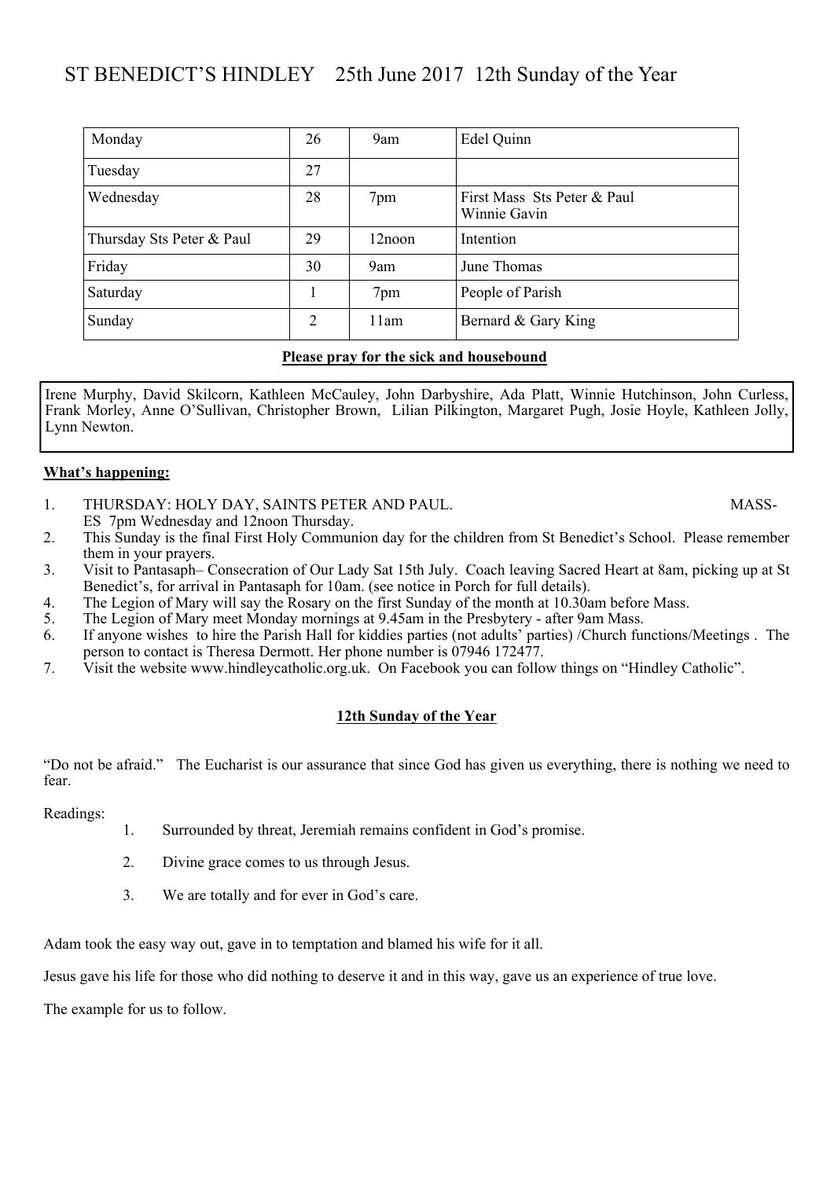# ST BENEDICT'S HINDLEY 25th June 2017 12th Sunday of the Year

| | | | |
|---|---|---|---|
| Monday | 26 | 9am | Edel Quinn |
| Tuesday | 27 | | |
| Wednesday | 28 | 7pm | First Mass Sts Peter & Paul<br>Winnie Gavin |
| Thursday Sts Peter & Paul | 29 | 12noon | Intention |
| Friday | 30 | 9am | June Thomas |
| Saturday | 1 | 7pm | People of Parish |
| Sunday | 2 | 11am | Bernard & Gary King |

**Please pray for the sick and housebound**

Irene Murphy, David Skilcorn, Kathleen McCauley, John Darbyshire, Ada Platt, Winnie Hutchinson, John Curless, Frank Morley, Anne O'Sullivan, Christopher Brown, Lilian Pilkington, Margaret Pugh, Josie Hoyle, Kathleen Jolly, Lynn Newton.

**What's happening:**

1. THURSDAY: HOLY DAY, SAINTS PETER AND PAUL. MASSES 7pm Wednesday and 12noon Thursday.
2. This Sunday is the final First Holy Communion day for the children from St Benedict's School. Please remember them in your prayers.
3. Visit to Pantasaph– Consecration of Our Lady Sat 15th July. Coach leaving Sacred Heart at 8am, picking up at St Benedict's, for arrival in Pantasaph for 10am. (see notice in Porch for full details).
4. The Legion of Mary will say the Rosary on the first Sunday of the month at 10.30am before Mass.
5. The Legion of Mary meet Monday mornings at 9.45am in the Presbytery - after 9am Mass.
6. If anyone wishes to hire the Parish Hall for kiddies parties (not adults' parties) /Church functions/Meetings . The person to contact is Theresa Dermott. Her phone number is 07946 172477.
7. Visit the website www.hindleycatholic.org.uk. On Facebook you can follow things on "Hindley Catholic".

**12th Sunday of the Year**

"Do not be afraid." The Eucharist is our assurance that since God has given us everything, there is nothing we need to fear.

Readings:

1. Surrounded by threat, Jeremiah remains confident in God's promise.
2. Divine grace comes to us through Jesus.
3. We are totally and for ever in God's care.

Adam took the easy way out, gave in to temptation and blamed his wife for it all.

Jesus gave his life for those who did nothing to deserve it and in this way, gave us an experience of true love.

The example for us to follow.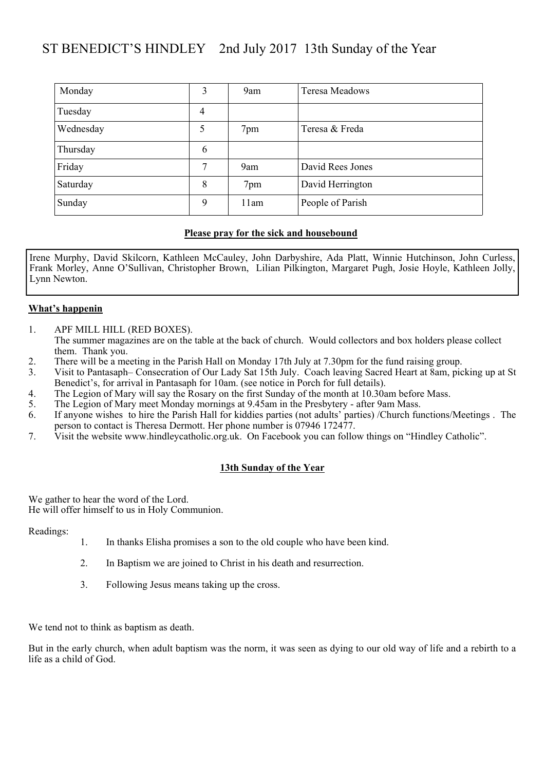# ST BENEDICT'S HINDLEY 2nd July 2017 13th Sunday of the Year

| | | | |
|---|---|---|---|
| Monday | 3 | 9am | Teresa Meadows |
| Tuesday | 4 | | |
| Wednesday | 5 | 7pm | Teresa & Freda |
| Thursday | 6 | | |
| Friday | 7 | 9am | David Rees Jones |
| Saturday | 8 | 7pm | David Herrington |
| Sunday | 9 | 11am | People of Parish |

**Please pray for the sick and housebound**

Irene Murphy, David Skilcorn, Kathleen McCauley, John Darbyshire, Ada Platt, Winnie Hutchinson, John Curless, Frank Morley, Anne O'Sullivan, Christopher Brown, Lilian Pilkington, Margaret Pugh, Josie Hoyle, Kathleen Jolly, Lynn Newton.

**What's happenin**

1. APF MILL HILL (RED BOXES).
   The summer magazines are on the table at the back of church. Would collectors and box holders please collect them. Thank you.
2. There will be a meeting in the Parish Hall on Monday 17th July at 7.30pm for the fund raising group.
3. Visit to Pantasaph– Consecration of Our Lady Sat 15th July. Coach leaving Sacred Heart at 8am, picking up at St Benedict's, for arrival in Pantasaph for 10am. (see notice in Porch for full details).
4. The Legion of Mary will say the Rosary on the first Sunday of the month at 10.30am before Mass.
5. The Legion of Mary meet Monday mornings at 9.45am in the Presbytery - after 9am Mass.
6. If anyone wishes to hire the Parish Hall for kiddies parties (not adults' parties) /Church functions/Meetings . The person to contact is Theresa Dermott. Her phone number is 07946 172477.
7. Visit the website www.hindleycatholic.org.uk. On Facebook you can follow things on "Hindley Catholic".

**13th Sunday of the Year**

We gather to hear the word of the Lord.
He will offer himself to us in Holy Communion.

Readings:

1. In thanks Elisha promises a son to the old couple who have been kind.
2. In Baptism we are joined to Christ in his death and resurrection.
3. Following Jesus means taking up the cross.

We tend not to think as baptism as death.

But in the early church, when adult baptism was the norm, it was seen as dying to our old way of life and a rebirth to a life as a child of God.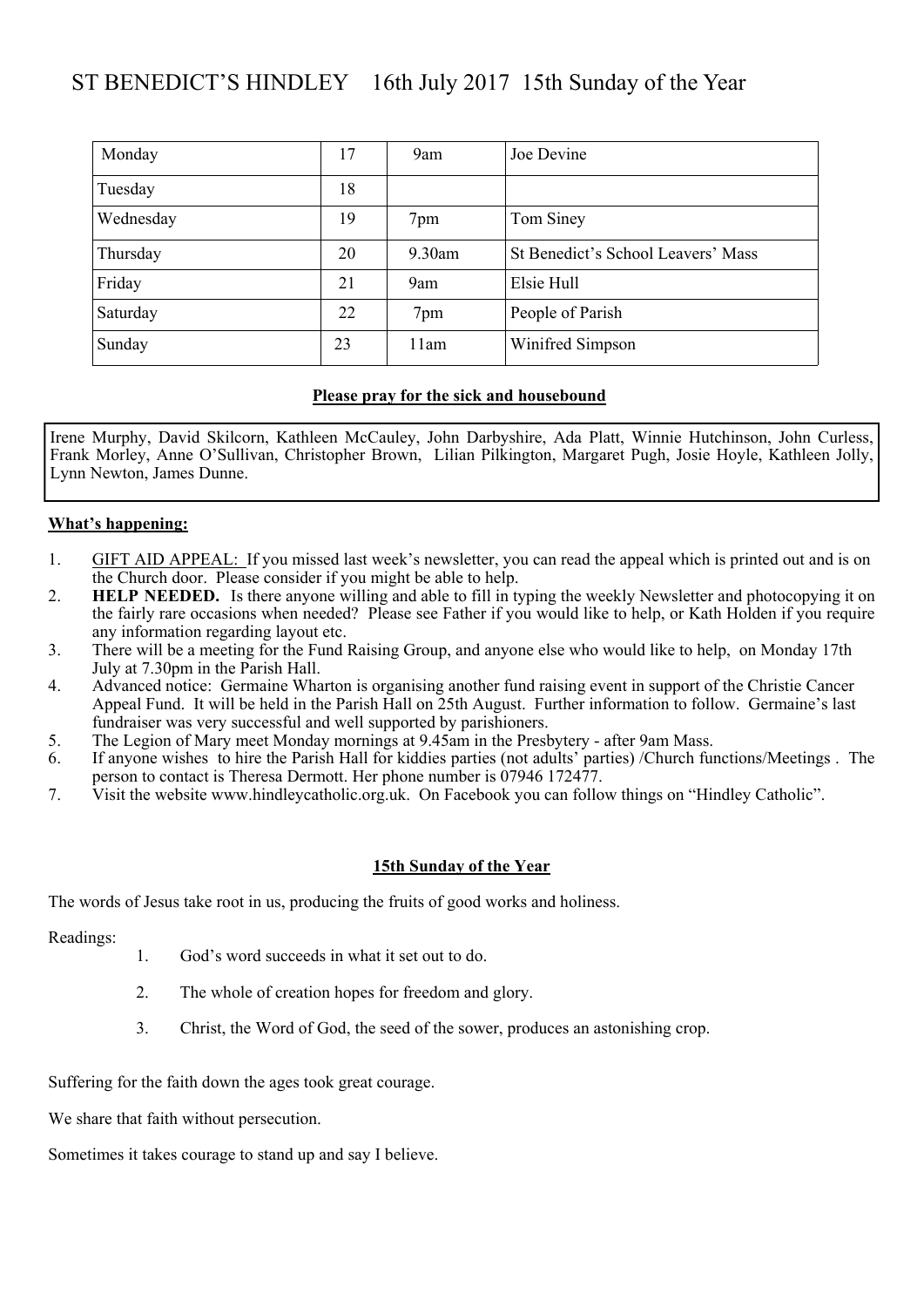# ST BENEDICT'S HINDLEY 16th July 2017 15th Sunday of the Year

| Monday | 17 | 9am | Joe Devine |
|---|---|---|---|
| Tuesday | 18 | | |
| Wednesday | 19 | 7pm | Tom Siney |
| Thursday | 20 | 9.30am | St Benedict's School Leavers' Mass |
| Friday | 21 | 9am | Elsie Hull |
| Saturday | 22 | 7pm | People of Parish |
| Sunday | 23 | 11am | Winifred Simpson |

**Please pray for the sick and housebound**

Irene Murphy, David Skilcorn, Kathleen McCauley, John Darbyshire, Ada Platt, Winnie Hutchinson, John Curless, Frank Morley, Anne O'Sullivan, Christopher Brown, Lilian Pilkington, Margaret Pugh, Josie Hoyle, Kathleen Jolly, Lynn Newton, James Dunne.

**What's happening:**

1. GIFT AID APPEAL: If you missed last week's newsletter, you can read the appeal which is printed out and is on the Church door. Please consider if you might be able to help.
2. **HELP NEEDED.** Is there anyone willing and able to fill in typing the weekly Newsletter and photocopying it on the fairly rare occasions when needed? Please see Father if you would like to help, or Kath Holden if you require any information regarding layout etc.
3. There will be a meeting for the Fund Raising Group, and anyone else who would like to help, on Monday 17th July at 7.30pm in the Parish Hall.
4. Advanced notice: Germaine Wharton is organising another fund raising event in support of the Christie Cancer Appeal Fund. It will be held in the Parish Hall on 25th August. Further information to follow. Germaine's last fundraiser was very successful and well supported by parishioners.
5. The Legion of Mary meet Monday mornings at 9.45am in the Presbytery - after 9am Mass.
6. If anyone wishes to hire the Parish Hall for kiddies parties (not adults' parties) /Church functions/Meetings . The person to contact is Theresa Dermott. Her phone number is 07946 172477.
7. Visit the website www.hindleycatholic.org.uk. On Facebook you can follow things on "Hindley Catholic".

**15th Sunday of the Year**

The words of Jesus take root in us, producing the fruits of good works and holiness.

Readings:

1. God's word succeeds in what it set out to do.
2. The whole of creation hopes for freedom and glory.
3. Christ, the Word of God, the seed of the sower, produces an astonishing crop.

Suffering for the faith down the ages took great courage.

We share that faith without persecution.

Sometimes it takes courage to stand up and say I believe.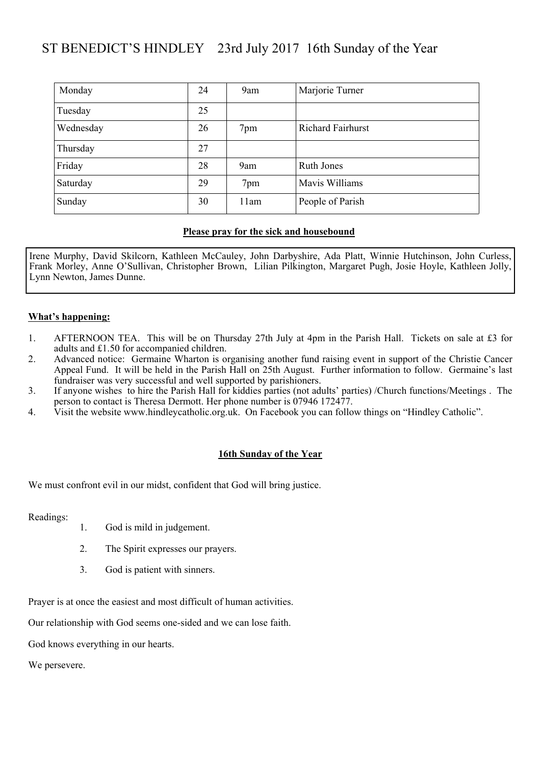# ST BENEDICT'S HINDLEY 23rd July 2017 16th Sunday of the Year

| Monday | 24 | 9am | Marjorie Turner |
|---|---|---|---|
| Tuesday | 25 | | |
| Wednesday | 26 | 7pm | Richard Fairhurst |
| Thursday | 27 | | |
| Friday | 28 | 9am | Ruth Jones |
| Saturday | 29 | 7pm | Mavis Williams |
| Sunday | 30 | 11am | People of Parish |

**Please pray for the sick and housebound**

Irene Murphy, David Skilcorn, Kathleen McCauley, John Darbyshire, Ada Platt, Winnie Hutchinson, John Curless, Frank Morley, Anne O'Sullivan, Christopher Brown, Lilian Pilkington, Margaret Pugh, Josie Hoyle, Kathleen Jolly, Lynn Newton, James Dunne.

**What's happening:**

1. AFTERNOON TEA. This will be on Thursday 27th July at 4pm in the Parish Hall. Tickets on sale at £3 for adults and £1.50 for accompanied children.
2. Advanced notice: Germaine Wharton is organising another fund raising event in support of the Christie Cancer Appeal Fund. It will be held in the Parish Hall on 25th August. Further information to follow. Germaine's last fundraiser was very successful and well supported by parishioners.
3. If anyone wishes to hire the Parish Hall for kiddies parties (not adults' parties) /Church functions/Meetings . The person to contact is Theresa Dermott. Her phone number is 07946 172477.
4. Visit the website www.hindleycatholic.org.uk. On Facebook you can follow things on "Hindley Catholic".

**16th Sunday of the Year**

We must confront evil in our midst, confident that God will bring justice.

Readings:

1. God is mild in judgement.
2. The Spirit expresses our prayers.
3. God is patient with sinners.

Prayer is at once the easiest and most difficult of human activities.

Our relationship with God seems one-sided and we can lose faith.

God knows everything in our hearts.

We persevere.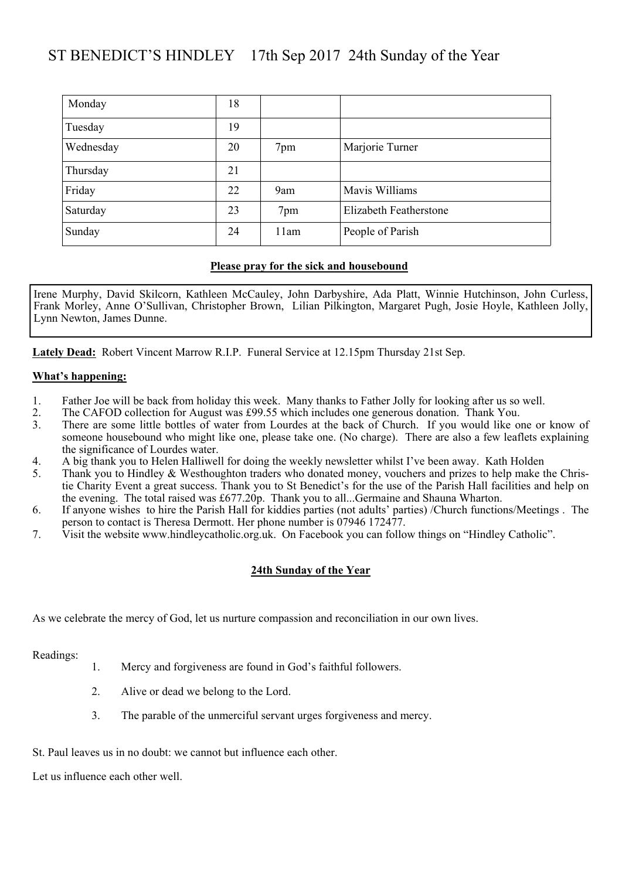# ST BENEDICT'S HINDLEY 17th Sep 2017 24th Sunday of the Year

| | | | |
|---|---|---|---|
| Monday | 18 | | |
| Tuesday | 19 | | |
| Wednesday | 20 | 7pm | Marjorie Turner |
| Thursday | 21 | | |
| Friday | 22 | 9am | Mavis Williams |
| Saturday | 23 | 7pm | Elizabeth Featherstone |
| Sunday | 24 | 11am | People of Parish |

**Please pray for the sick and housebound**

Irene Murphy, David Skilcorn, Kathleen McCauley, John Darbyshire, Ada Platt, Winnie Hutchinson, John Curless, Frank Morley, Anne O'Sullivan, Christopher Brown, Lilian Pilkington, Margaret Pugh, Josie Hoyle, Kathleen Jolly, Lynn Newton, James Dunne.

**Lately Dead:** Robert Vincent Marrow R.I.P. Funeral Service at 12.15pm Thursday 21st Sep.

**What's happening:**

1. Father Joe will be back from holiday this week. Many thanks to Father Jolly for looking after us so well.
2. The CAFOD collection for August was £99.55 which includes one generous donation. Thank You.
3. There are some little bottles of water from Lourdes at the back of Church. If you would like one or know of someone housebound who might like one, please take one. (No charge). There are also a few leaflets explaining the significance of Lourdes water.
4. A big thank you to Helen Halliwell for doing the weekly newsletter whilst I've been away. Kath Holden
5. Thank you to Hindley & Westhoughton traders who donated money, vouchers and prizes to help make the Christie Charity Event a great success. Thank you to St Benedict's for the use of the Parish Hall facilities and help on the evening. The total raised was £677.20p. Thank you to all...Germaine and Shauna Wharton.
6. If anyone wishes to hire the Parish Hall for kiddies parties (not adults' parties) /Church functions/Meetings . The person to contact is Theresa Dermott. Her phone number is 07946 172477.
7. Visit the website www.hindleycatholic.org.uk. On Facebook you can follow things on "Hindley Catholic".

**24th Sunday of the Year**

As we celebrate the mercy of God, let us nurture compassion and reconciliation in our own lives.

Readings:

1. Mercy and forgiveness are found in God's faithful followers.
2. Alive or dead we belong to the Lord.
3. The parable of the unmerciful servant urges forgiveness and mercy.

St. Paul leaves us in no doubt: we cannot but influence each other.

Let us influence each other well.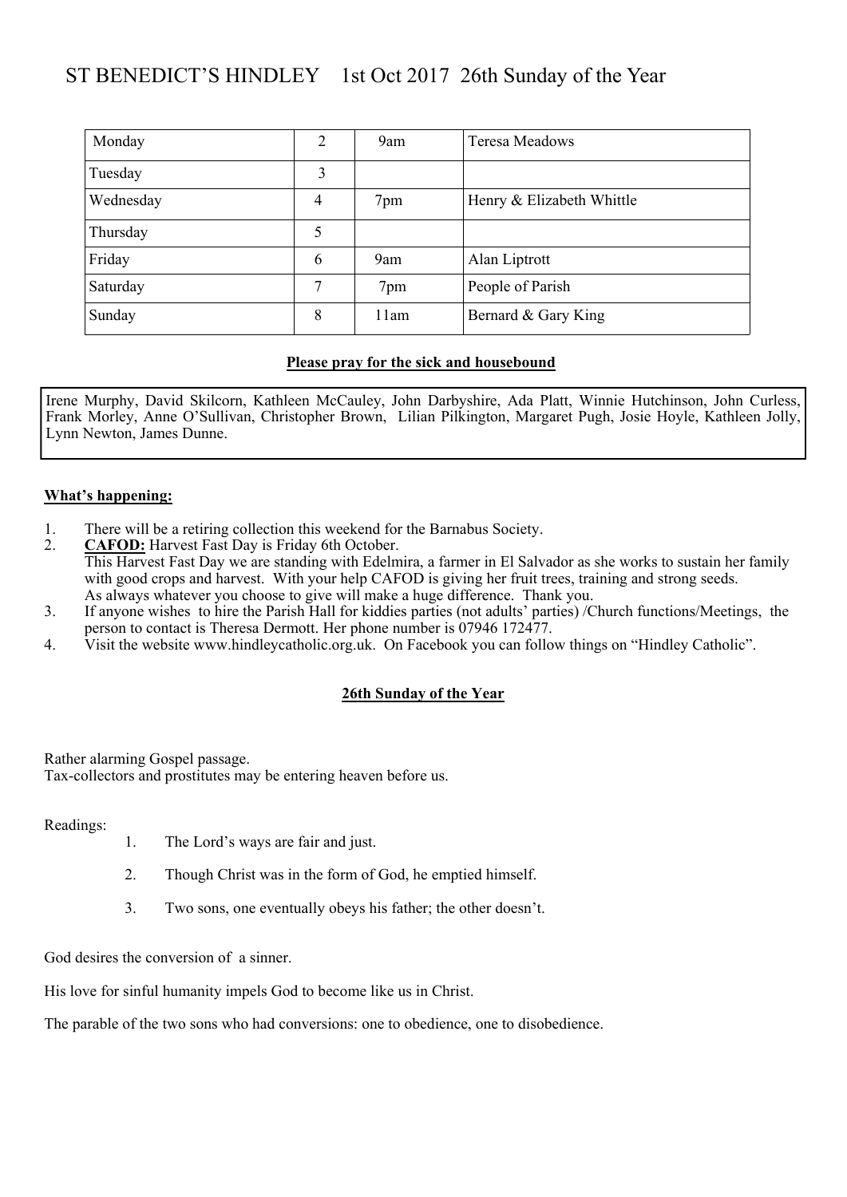# ST BENEDICT'S HINDLEY 1st Oct 2017 26th Sunday of the Year

| | | | |
|---|---|---|---|
| Monday | 2 | 9am | Teresa Meadows |
| Tuesday | 3 | | |
| Wednesday | 4 | 7pm | Henry & Elizabeth Whittle |
| Thursday | 5 | | |
| Friday | 6 | 9am | Alan Liptrott |
| Saturday | 7 | 7pm | People of Parish |
| Sunday | 8 | 11am | Bernard & Gary King |

**Please pray for the sick and housebound**

Irene Murphy, David Skilcorn, Kathleen McCauley, John Darbyshire, Ada Platt, Winnie Hutchinson, John Curless, Frank Morley, Anne O'Sullivan, Christopher Brown, Lilian Pilkington, Margaret Pugh, Josie Hoyle, Kathleen Jolly, Lynn Newton, James Dunne.

**What's happening:**

1. There will be a retiring collection this weekend for the Barnabus Society.
2. **CAFOD:** Harvest Fast Day is Friday 6th October.
   This Harvest Fast Day we are standing with Edelmira, a farmer in El Salvador as she works to sustain her family with good crops and harvest. With your help CAFOD is giving her fruit trees, training and strong seeds.
   As always whatever you choose to give will make a huge difference. Thank you.
3. If anyone wishes to hire the Parish Hall for kiddies parties (not adults' parties) /Church functions/Meetings, the person to contact is Theresa Dermott. Her phone number is 07946 172477.
4. Visit the website www.hindleycatholic.org.uk. On Facebook you can follow things on "Hindley Catholic".

**26th Sunday of the Year**

Rather alarming Gospel passage.
Tax-collectors and prostitutes may be entering heaven before us.

Readings:

1. The Lord's ways are fair and just.
2. Though Christ was in the form of God, he emptied himself.
3. Two sons, one eventually obeys his father; the other doesn't.

God desires the conversion of a sinner.

His love for sinful humanity impels God to become like us in Christ.

The parable of the two sons who had conversions: one to obedience, one to disobedience.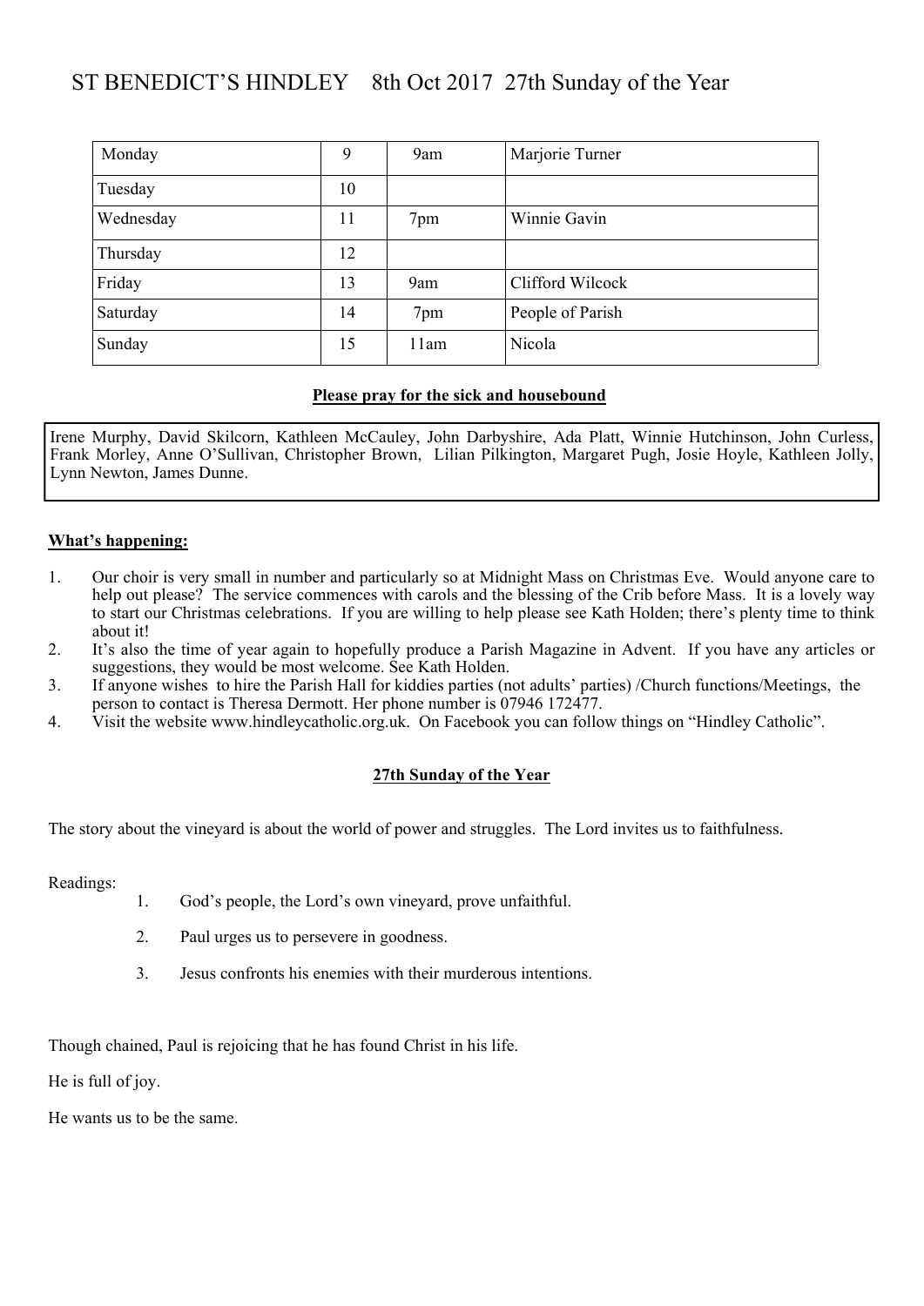# ST BENEDICT'S HINDLEY 8th Oct 2017 27th Sunday of the Year

| | | | |
|---|---|---|---|
| Monday | 9 | 9am | Marjorie Turner |
| Tuesday | 10 | | |
| Wednesday | 11 | 7pm | Winnie Gavin |
| Thursday | 12 | | |
| Friday | 13 | 9am | Clifford Wilcock |
| Saturday | 14 | 7pm | People of Parish |
| Sunday | 15 | 11am | Nicola |

**Please pray for the sick and housebound**

Irene Murphy, David Skilcorn, Kathleen McCauley, John Darbyshire, Ada Platt, Winnie Hutchinson, John Curless, Frank Morley, Anne O'Sullivan, Christopher Brown, Lilian Pilkington, Margaret Pugh, Josie Hoyle, Kathleen Jolly, Lynn Newton, James Dunne.

**What's happening:**

1. Our choir is very small in number and particularly so at Midnight Mass on Christmas Eve. Would anyone care to help out please? The service commences with carols and the blessing of the Crib before Mass. It is a lovely way to start our Christmas celebrations. If you are willing to help please see Kath Holden; there's plenty time to think about it!
2. It's also the time of year again to hopefully produce a Parish Magazine in Advent. If you have any articles or suggestions, they would be most welcome. See Kath Holden.
3. If anyone wishes to hire the Parish Hall for kiddies parties (not adults' parties) /Church functions/Meetings, the person to contact is Theresa Dermott. Her phone number is 07946 172477.
4. Visit the website www.hindleycatholic.org.uk. On Facebook you can follow things on "Hindley Catholic".

**27th Sunday of the Year**

The story about the vineyard is about the world of power and struggles. The Lord invites us to faithfulness.

Readings:

1. God's people, the Lord's own vineyard, prove unfaithful.
2. Paul urges us to persevere in goodness.
3. Jesus confronts his enemies with their murderous intentions.

Though chained, Paul is rejoicing that he has found Christ in his life.

He is full of joy.

He wants us to be the same.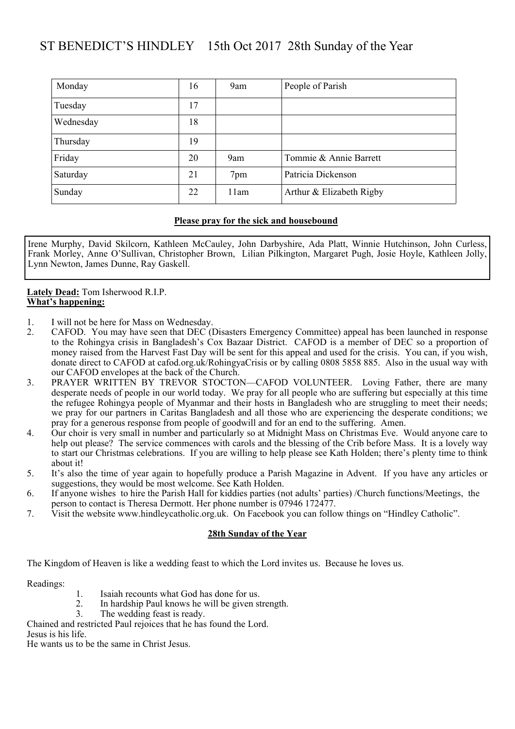# ST BENEDICT'S HINDLEY 15th Oct 2017 28th Sunday of the Year

| | | | |
|---|---|---|---|
| Monday | 16 | 9am | People of Parish |
| Tuesday | 17 | | |
| Wednesday | 18 | | |
| Thursday | 19 | | |
| Friday | 20 | 9am | Tommie & Annie Barrett |
| Saturday | 21 | 7pm | Patricia Dickenson |
| Sunday | 22 | 11am | Arthur & Elizabeth Rigby |

**Please pray for the sick and housebound**

Irene Murphy, David Skilcorn, Kathleen McCauley, John Darbyshire, Ada Platt, Winnie Hutchinson, John Curless, Frank Morley, Anne O'Sullivan, Christopher Brown, Lilian Pilkington, Margaret Pugh, Josie Hoyle, Kathleen Jolly, Lynn Newton, James Dunne, Ray Gaskell.

**Lately Dead:** Tom Isherwood R.I.P.

**What's happening:**

1. I will not be here for Mass on Wednesday.
2. CAFOD. You may have seen that DEC (Disasters Emergency Committee) appeal has been launched in response to the Rohingya crisis in Bangladesh's Cox Bazaar District. CAFOD is a member of DEC so a proportion of money raised from the Harvest Fast Day will be sent for this appeal and used for the crisis. You can, if you wish, donate direct to CAFOD at cafod.org.uk/RohingyaCrisis or by calling 0808 5858 885. Also in the usual way with our CAFOD envelopes at the back of the Church.
3. PRAYER WRITTEN BY TREVOR STOCTON—CAFOD VOLUNTEER. Loving Father, there are many desperate needs of people in our world today. We pray for all people who are suffering but especially at this time the refugee Rohingya people of Myanmar and their hosts in Bangladesh who are struggling to meet their needs; we pray for our partners in Caritas Bangladesh and all those who are experiencing the desperate conditions; we pray for a generous response from people of goodwill and for an end to the suffering. Amen.
4. Our choir is very small in number and particularly so at Midnight Mass on Christmas Eve. Would anyone care to help out please? The service commences with carols and the blessing of the Crib before Mass. It is a lovely way to start our Christmas celebrations. If you are willing to help please see Kath Holden; there's plenty time to think about it!
5. It's also the time of year again to hopefully produce a Parish Magazine in Advent. If you have any articles or suggestions, they would be most welcome. See Kath Holden.
6. If anyone wishes to hire the Parish Hall for kiddies parties (not adults' parties) /Church functions/Meetings, the person to contact is Theresa Dermott. Her phone number is 07946 172477.
7. Visit the website www.hindleycatholic.org.uk. On Facebook you can follow things on "Hindley Catholic".

**28th Sunday of the Year**

The Kingdom of Heaven is like a wedding feast to which the Lord invites us. Because he loves us.

Readings:

1. Isaiah recounts what God has done for us.
2. In hardship Paul knows he will be given strength.
3. The wedding feast is ready.

Chained and restricted Paul rejoices that he has found the Lord.
Jesus is his life.
He wants us to be the same in Christ Jesus.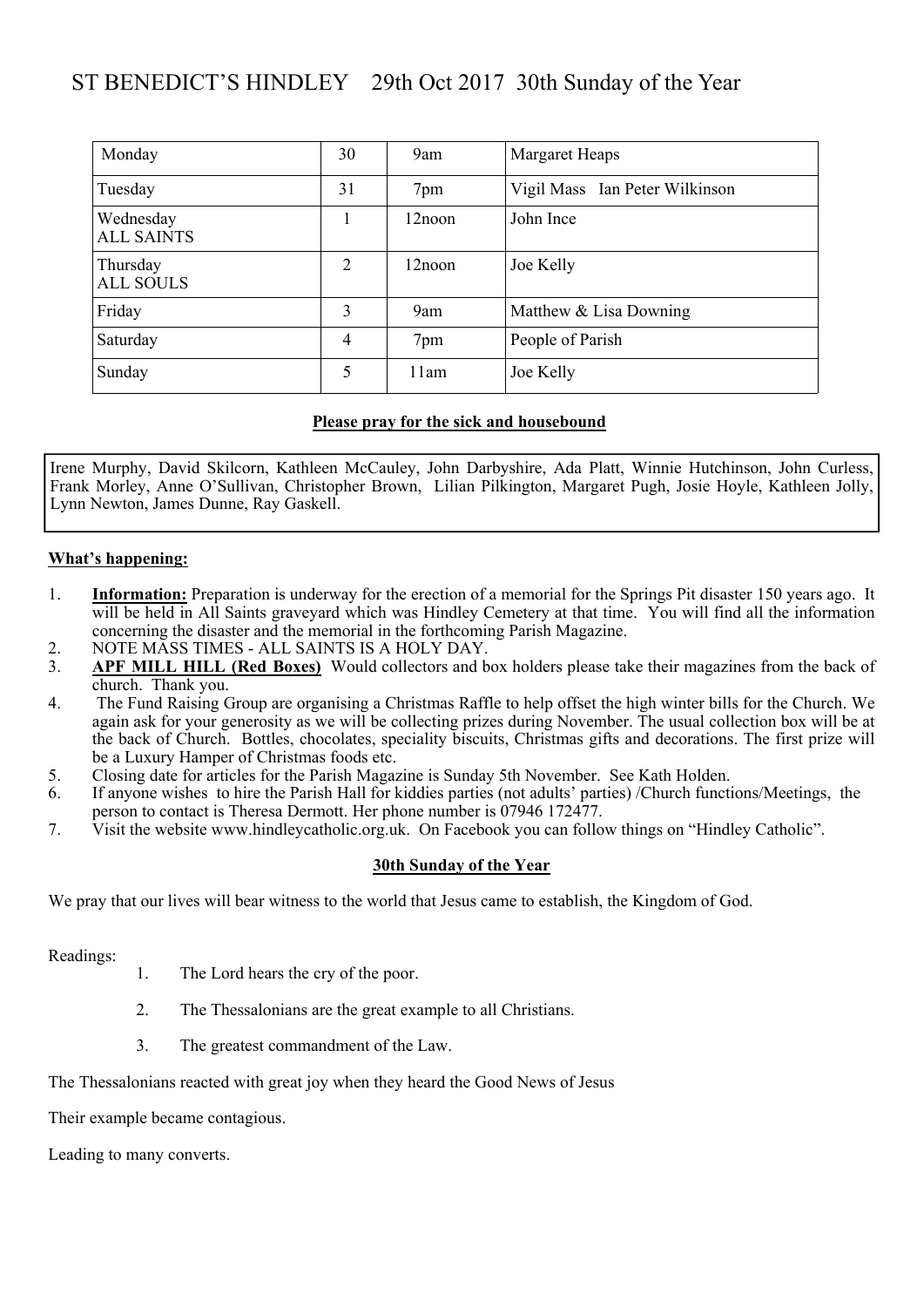# ST BENEDICT'S HINDLEY 29th Oct 2017 30th Sunday of the Year

| | | | |
|---|---|---|---|
| Monday | 30 | 9am | Margaret Heaps |
| Tuesday | 31 | 7pm | Vigil Mass Ian Peter Wilkinson |
| Wednesday ALL SAINTS | 1 | 12noon | John Ince |
| Thursday ALL SOULS | 2 | 12noon | Joe Kelly |
| Friday | 3 | 9am | Matthew & Lisa Downing |
| Saturday | 4 | 7pm | People of Parish |
| Sunday | 5 | 11am | Joe Kelly |

**Please pray for the sick and housebound**

Irene Murphy, David Skilcorn, Kathleen McCauley, John Darbyshire, Ada Platt, Winnie Hutchinson, John Curless, Frank Morley, Anne O'Sullivan, Christopher Brown, Lilian Pilkington, Margaret Pugh, Josie Hoyle, Kathleen Jolly, Lynn Newton, James Dunne, Ray Gaskell.

**What's happening:**

1. **Information:** Preparation is underway for the erection of a memorial for the Springs Pit disaster 150 years ago. It will be held in All Saints graveyard which was Hindley Cemetery at that time. You will find all the information concerning the disaster and the memorial in the forthcoming Parish Magazine.
2. NOTE MASS TIMES - ALL SAINTS IS A HOLY DAY.
3. **APF MILL HILL (Red Boxes)** Would collectors and box holders please take their magazines from the back of church. Thank you.
4. The Fund Raising Group are organising a Christmas Raffle to help offset the high winter bills for the Church. We again ask for your generosity as we will be collecting prizes during November. The usual collection box will be at the back of Church. Bottles, chocolates, speciality biscuits, Christmas gifts and decorations. The first prize will be a Luxury Hamper of Christmas foods etc.
5. Closing date for articles for the Parish Magazine is Sunday 5th November. See Kath Holden.
6. If anyone wishes to hire the Parish Hall for kiddies parties (not adults' parties) /Church functions/Meetings, the person to contact is Theresa Dermott. Her phone number is 07946 172477.
7. Visit the website www.hindleycatholic.org.uk. On Facebook you can follow things on "Hindley Catholic".

**30th Sunday of the Year**

We pray that our lives will bear witness to the world that Jesus came to establish, the Kingdom of God.

Readings:

1. The Lord hears the cry of the poor.
2. The Thessalonians are the great example to all Christians.
3. The greatest commandment of the Law.

The Thessalonians reacted with great joy when they heard the Good News of Jesus

Their example became contagious.

Leading to many converts.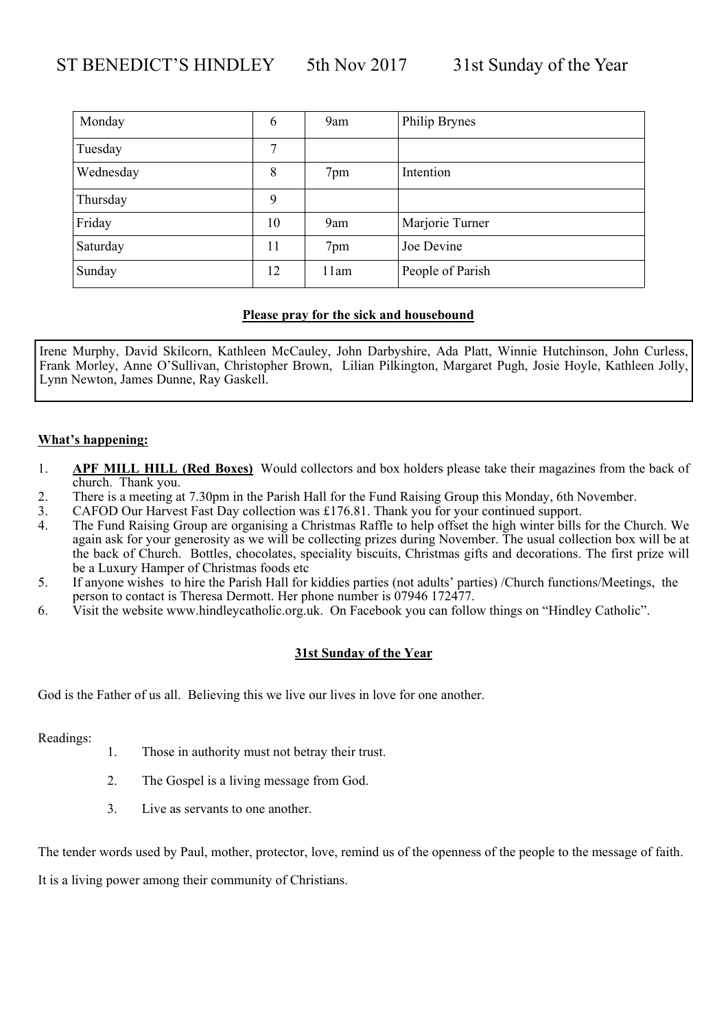# ST BENEDICT'S HINDLEY 5th Nov 2017 31st Sunday of the Year

| | | | |
|---|---|---|---|
| Monday | 6 | 9am | Philip Brynes |
| Tuesday | 7 | | |
| Wednesday | 8 | 7pm | Intention |
| Thursday | 9 | | |
| Friday | 10 | 9am | Marjorie Turner |
| Saturday | 11 | 7pm | Joe Devine |
| Sunday | 12 | 11am | People of Parish |

**Please pray for the sick and housebound**

Irene Murphy, David Skilcorn, Kathleen McCauley, John Darbyshire, Ada Platt, Winnie Hutchinson, John Curless, Frank Morley, Anne O'Sullivan, Christopher Brown, Lilian Pilkington, Margaret Pugh, Josie Hoyle, Kathleen Jolly, Lynn Newton, James Dunne, Ray Gaskell.

**What's happening:**

1. **APF MILL HILL (Red Boxes)** Would collectors and box holders please take their magazines from the back of church. Thank you.
2. There is a meeting at 7.30pm in the Parish Hall for the Fund Raising Group this Monday, 6th November.
3. CAFOD Our Harvest Fast Day collection was £176.81. Thank you for your continued support.
4. The Fund Raising Group are organising a Christmas Raffle to help offset the high winter bills for the Church. We again ask for your generosity as we will be collecting prizes during November. The usual collection box will be at the back of Church. Bottles, chocolates, speciality biscuits, Christmas gifts and decorations. The first prize will be a Luxury Hamper of Christmas foods etc
5. If anyone wishes to hire the Parish Hall for kiddies parties (not adults' parties) /Church functions/Meetings, the person to contact is Theresa Dermott. Her phone number is 07946 172477.
6. Visit the website www.hindleycatholic.org.uk. On Facebook you can follow things on "Hindley Catholic".

**31st Sunday of the Year**

God is the Father of us all. Believing this we live our lives in love for one another.

Readings:

1. Those in authority must not betray their trust.
2. The Gospel is a living message from God.
3. Live as servants to one another.

The tender words used by Paul, mother, protector, love, remind us of the openness of the people to the message of faith.

It is a living power among their community of Christians.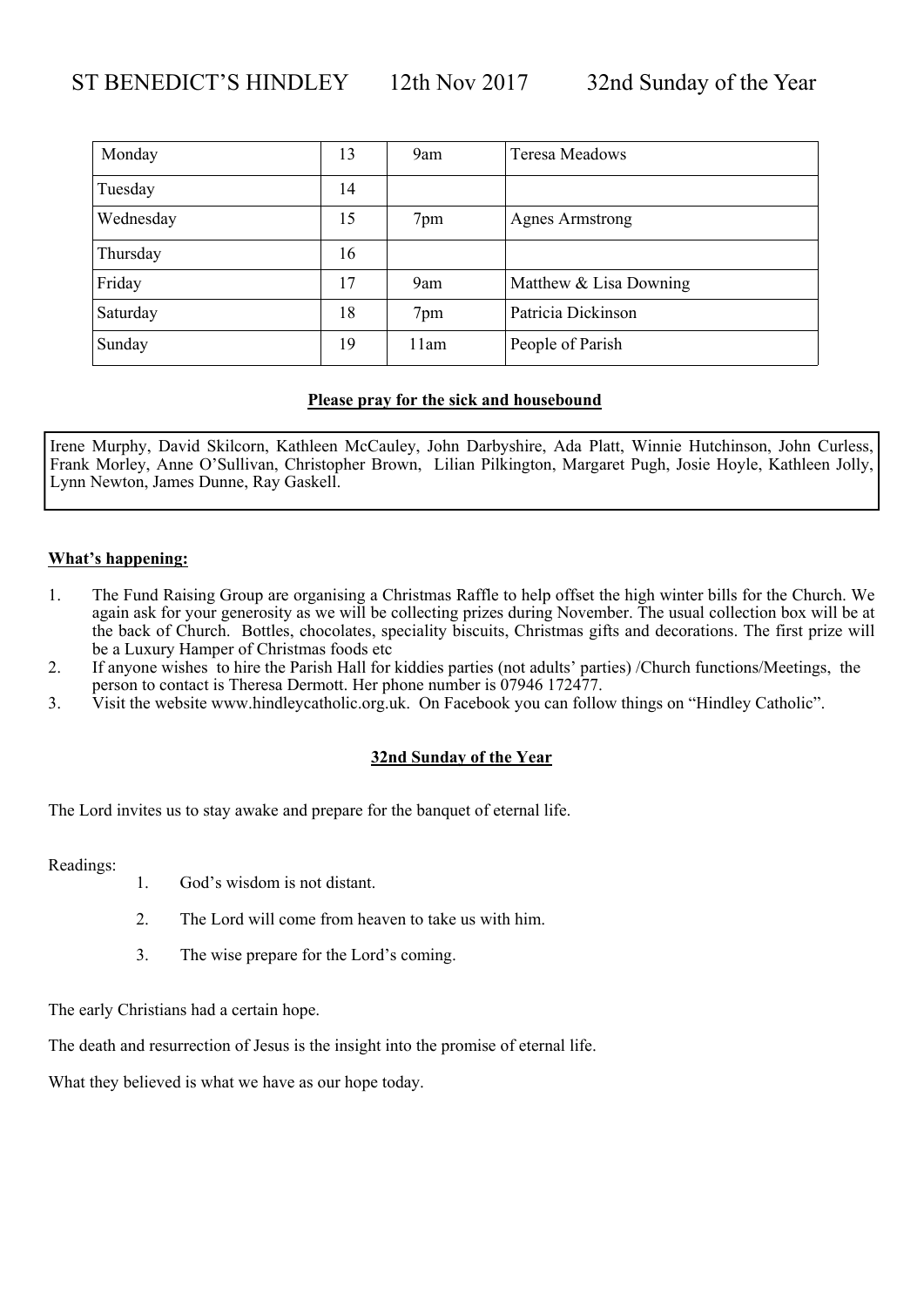# ST BENEDICT'S HINDLEY 12th Nov 2017 32nd Sunday of the Year

| Monday | 13 | 9am | Teresa Meadows |
|---|---|---|---|
| Tuesday | 14 | | |
| Wednesday | 15 | 7pm | Agnes Armstrong |
| Thursday | 16 | | |
| Friday | 17 | 9am | Matthew & Lisa Downing |
| Saturday | 18 | 7pm | Patricia Dickinson |
| Sunday | 19 | 11am | People of Parish |

**Please pray for the sick and housebound**

Irene Murphy, David Skilcorn, Kathleen McCauley, John Darbyshire, Ada Platt, Winnie Hutchinson, John Curless, Frank Morley, Anne O'Sullivan, Christopher Brown, Lilian Pilkington, Margaret Pugh, Josie Hoyle, Kathleen Jolly, Lynn Newton, James Dunne, Ray Gaskell.

**What's happening:**

1. The Fund Raising Group are organising a Christmas Raffle to help offset the high winter bills for the Church. We again ask for your generosity as we will be collecting prizes during November. The usual collection box will be at the back of Church. Bottles, chocolates, speciality biscuits, Christmas gifts and decorations. The first prize will be a Luxury Hamper of Christmas foods etc
2. If anyone wishes to hire the Parish Hall for kiddies parties (not adults' parties) /Church functions/Meetings, the person to contact is Theresa Dermott. Her phone number is 07946 172477.
3. Visit the website www.hindleycatholic.org.uk. On Facebook you can follow things on "Hindley Catholic".

**32nd Sunday of the Year**

The Lord invites us to stay awake and prepare for the banquet of eternal life.

Readings:

1. God's wisdom is not distant.
2. The Lord will come from heaven to take us with him.
3. The wise prepare for the Lord's coming.

The early Christians had a certain hope.

The death and resurrection of Jesus is the insight into the promise of eternal life.

What they believed is what we have as our hope today.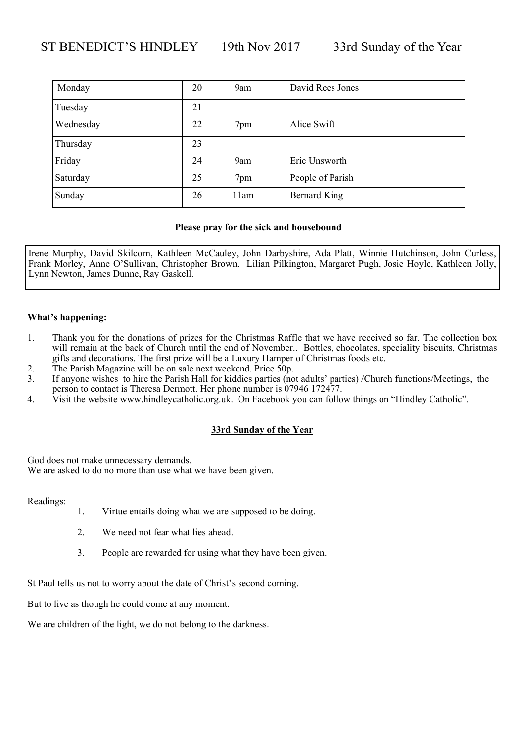# ST BENEDICT'S HINDLEY 19th Nov 2017 33rd Sunday of the Year

| Monday | 20 | 9am | David Rees Jones |
|---|---|---|---|
| Tuesday | 21 | | |
| Wednesday | 22 | 7pm | Alice Swift |
| Thursday | 23 | | |
| Friday | 24 | 9am | Eric Unsworth |
| Saturday | 25 | 7pm | People of Parish |
| Sunday | 26 | 11am | Bernard King |

**Please pray for the sick and housebound**

Irene Murphy, David Skilcorn, Kathleen McCauley, John Darbyshire, Ada Platt, Winnie Hutchinson, John Curless, Frank Morley, Anne O'Sullivan, Christopher Brown, Lilian Pilkington, Margaret Pugh, Josie Hoyle, Kathleen Jolly, Lynn Newton, James Dunne, Ray Gaskell.

**What's happening:**

1. Thank you for the donations of prizes for the Christmas Raffle that we have received so far. The collection box will remain at the back of Church until the end of November.. Bottles, chocolates, speciality biscuits, Christmas gifts and decorations. The first prize will be a Luxury Hamper of Christmas foods etc.
2. The Parish Magazine will be on sale next weekend. Price 50p.
3. If anyone wishes to hire the Parish Hall for kiddies parties (not adults' parties) /Church functions/Meetings, the person to contact is Theresa Dermott. Her phone number is 07946 172477.
4. Visit the website www.hindleycatholic.org.uk. On Facebook you can follow things on "Hindley Catholic".

**33rd Sunday of the Year**

God does not make unnecessary demands.
We are asked to do no more than use what we have been given.

Readings:

1. Virtue entails doing what we are supposed to be doing.
2. We need not fear what lies ahead.
3. People are rewarded for using what they have been given.

St Paul tells us not to worry about the date of Christ's second coming.

But to live as though he could come at any moment.

We are children of the light, we do not belong to the darkness.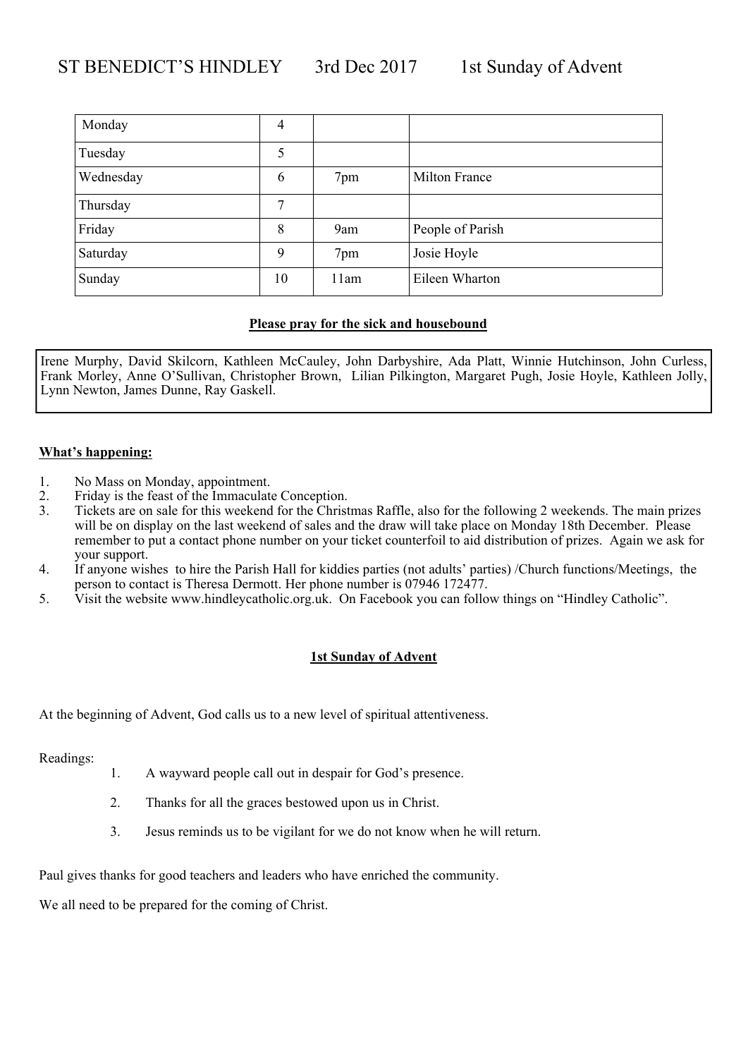# ST BENEDICT'S HINDLEY 3rd Dec 2017 1st Sunday of Advent

| | | | |
|---|---|---|---|
| Monday | 4 | | |
| Tuesday | 5 | | |
| Wednesday | 6 | 7pm | Milton France |
| Thursday | 7 | | |
| Friday | 8 | 9am | People of Parish |
| Saturday | 9 | 7pm | Josie Hoyle |
| Sunday | 10 | 11am | Eileen Wharton |

**Please pray for the sick and housebound**

Irene Murphy, David Skilcorn, Kathleen McCauley, John Darbyshire, Ada Platt, Winnie Hutchinson, John Curless, Frank Morley, Anne O'Sullivan, Christopher Brown, Lilian Pilkington, Margaret Pugh, Josie Hoyle, Kathleen Jolly, Lynn Newton, James Dunne, Ray Gaskell.

**What's happening:**

1. No Mass on Monday, appointment.
2. Friday is the feast of the Immaculate Conception.
3. Tickets are on sale for this weekend for the Christmas Raffle, also for the following 2 weekends. The main prizes will be on display on the last weekend of sales and the draw will take place on Monday 18th December. Please remember to put a contact phone number on your ticket counterfoil to aid distribution of prizes. Again we ask for your support.
4. If anyone wishes to hire the Parish Hall for kiddies parties (not adults' parties) /Church functions/Meetings, the person to contact is Theresa Dermott. Her phone number is 07946 172477.
5. Visit the website www.hindleycatholic.org.uk. On Facebook you can follow things on "Hindley Catholic".

**1st Sunday of Advent**

At the beginning of Advent, God calls us to a new level of spiritual attentiveness.

Readings:

1. A wayward people call out in despair for God's presence.
2. Thanks for all the graces bestowed upon us in Christ.
3. Jesus reminds us to be vigilant for we do not know when he will return.

Paul gives thanks for good teachers and leaders who have enriched the community.

We all need to be prepared for the coming of Christ.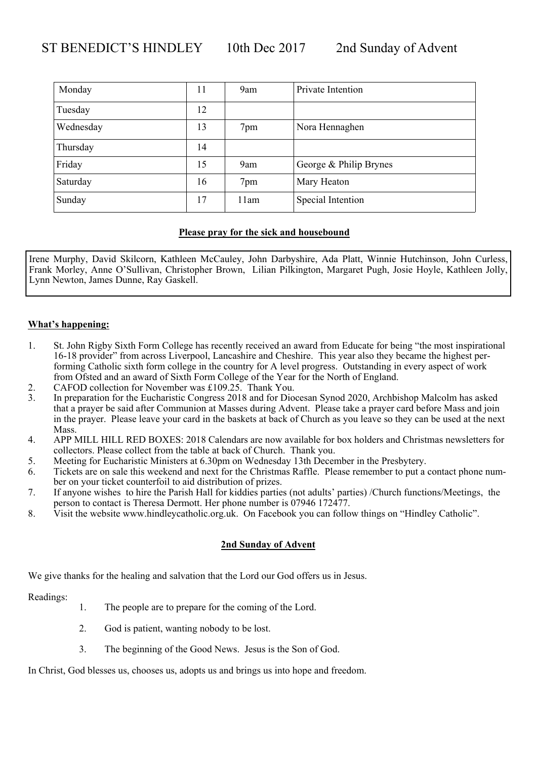# ST BENEDICT'S HINDLEY 10th Dec 2017 2nd Sunday of Advent

| | | | |
|---|---|---|---|
| Monday | 11 | 9am | Private Intention |
| Tuesday | 12 | | |
| Wednesday | 13 | 7pm | Nora Hennaghen |
| Thursday | 14 | | |
| Friday | 15 | 9am | George & Philip Brynes |
| Saturday | 16 | 7pm | Mary Heaton |
| Sunday | 17 | 11am | Special Intention |

**Please pray for the sick and housebound**

Irene Murphy, David Skilcorn, Kathleen McCauley, John Darbyshire, Ada Platt, Winnie Hutchinson, John Curless, Frank Morley, Anne O'Sullivan, Christopher Brown, Lilian Pilkington, Margaret Pugh, Josie Hoyle, Kathleen Jolly, Lynn Newton, James Dunne, Ray Gaskell.

**What's happening:**

1. St. John Rigby Sixth Form College has recently received an award from Educate for being "the most inspirational 16-18 provider" from across Liverpool, Lancashire and Cheshire. This year also they became the highest performing Catholic sixth form college in the country for A level progress. Outstanding in every aspect of work from Ofsted and an award of Sixth Form College of the Year for the North of England.
2. CAFOD collection for November was £109.25. Thank You.
3. In preparation for the Eucharistic Congress 2018 and for Diocesan Synod 2020, Archbishop Malcolm has asked that a prayer be said after Communion at Masses during Advent. Please take a prayer card before Mass and join in the prayer. Please leave your card in the baskets at back of Church as you leave so they can be used at the next Mass.
4. APP MILL HILL RED BOXES: 2018 Calendars are now available for box holders and Christmas newsletters for collectors. Please collect from the table at back of Church. Thank you.
5. Meeting for Eucharistic Ministers at 6.30pm on Wednesday 13th December in the Presbytery.
6. Tickets are on sale this weekend and next for the Christmas Raffle. Please remember to put a contact phone number on your ticket counterfoil to aid distribution of prizes.
7. If anyone wishes to hire the Parish Hall for kiddies parties (not adults' parties) /Church functions/Meetings, the person to contact is Theresa Dermott. Her phone number is 07946 172477.
8. Visit the website www.hindleycatholic.org.uk. On Facebook you can follow things on "Hindley Catholic".

**2nd Sunday of Advent**

We give thanks for the healing and salvation that the Lord our God offers us in Jesus.

Readings:

1. The people are to prepare for the coming of the Lord.
2. God is patient, wanting nobody to be lost.
3. The beginning of the Good News. Jesus is the Son of God.

In Christ, God blesses us, chooses us, adopts us and brings us into hope and freedom.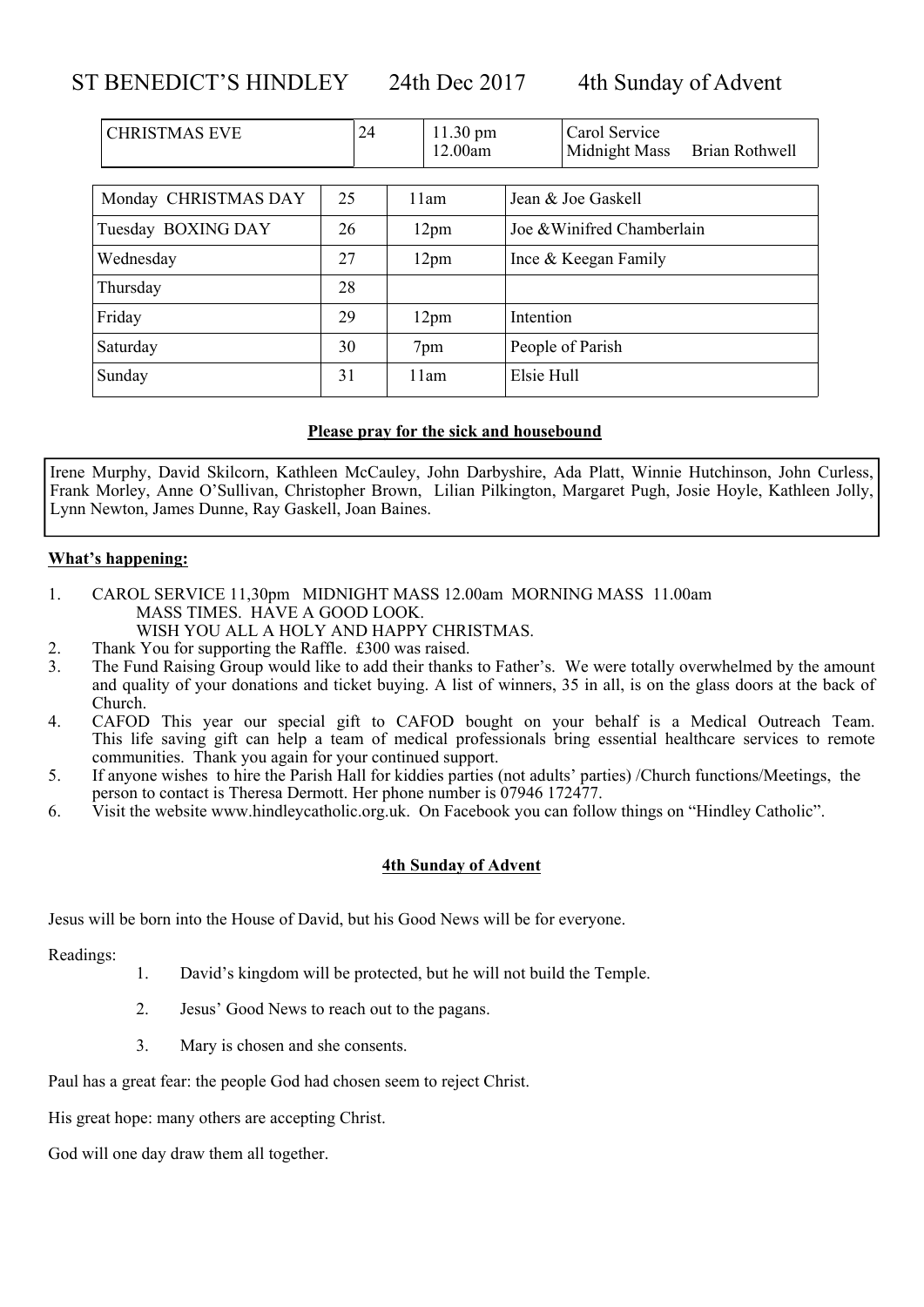# ST BENEDICT'S HINDLEY 24th Dec 2017 4th Sunday of Advent

| CHRISTMAS EVE | 24 | 11.30 pm<br>12.00am | Carol Service<br>Midnight Mass Brian Rothwell |
|---|---|---|---|

| Monday CHRISTMAS DAY | 25 | 11am | Jean & Joe Gaskell |
|---|---|---|---|
| Tuesday BOXING DAY | 26 | 12pm | Joe &Winifred Chamberlain |
| Wednesday | 27 | 12pm | Ince & Keegan Family |
| Thursday | 28 | | |
| Friday | 29 | 12pm | Intention |
| Saturday | 30 | 7pm | People of Parish |
| Sunday | 31 | 11am | Elsie Hull |

**Please pray for the sick and housebound**

Irene Murphy, David Skilcorn, Kathleen McCauley, John Darbyshire, Ada Platt, Winnie Hutchinson, John Curless, Frank Morley, Anne O'Sullivan, Christopher Brown, Lilian Pilkington, Margaret Pugh, Josie Hoyle, Kathleen Jolly, Lynn Newton, James Dunne, Ray Gaskell, Joan Baines.

**What's happening:**

1. CAROL SERVICE 11,30pm MIDNIGHT MASS 12.00am MORNING MASS 11.00am
   MASS TIMES. HAVE A GOOD LOOK.
   WISH YOU ALL A HOLY AND HAPPY CHRISTMAS.
2. Thank You for supporting the Raffle. £300 was raised.
3. The Fund Raising Group would like to add their thanks to Father's. We were totally overwhelmed by the amount and quality of your donations and ticket buying. A list of winners, 35 in all, is on the glass doors at the back of Church.
4. CAFOD This year our special gift to CAFOD bought on your behalf is a Medical Outreach Team. This life saving gift can help a team of medical professionals bring essential healthcare services to remote communities. Thank you again for your continued support.
5. If anyone wishes to hire the Parish Hall for kiddies parties (not adults' parties) /Church functions/Meetings, the person to contact is Theresa Dermott. Her phone number is 07946 172477.
6. Visit the website www.hindleycatholic.org.uk. On Facebook you can follow things on "Hindley Catholic".

**4th Sunday of Advent**

Jesus will be born into the House of David, but his Good News will be for everyone.

Readings:

1. David's kingdom will be protected, but he will not build the Temple.
2. Jesus' Good News to reach out to the pagans.
3. Mary is chosen and she consents.

Paul has a great fear: the people God had chosen seem to reject Christ.

His great hope: many others are accepting Christ.

God will one day draw them all together.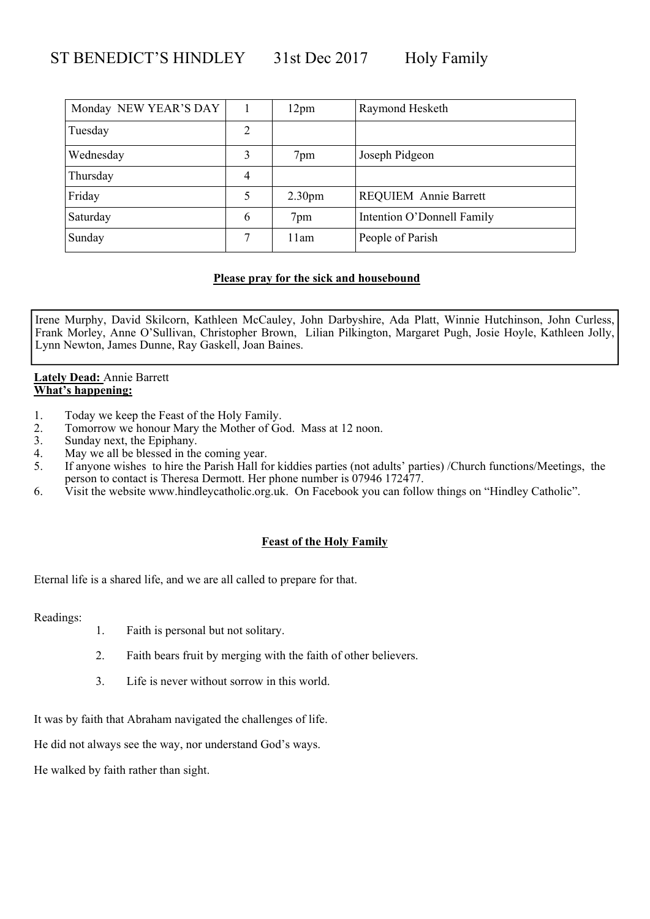# ST BENEDICT'S HINDLEY 31st Dec 2017 Holy Family

| | | | |
|---|---|---|---|
| Monday NEW YEAR'S DAY | 1 | 12pm | Raymond Hesketh |
| Tuesday | 2 | | |
| Wednesday | 3 | 7pm | Joseph Pidgeon |
| Thursday | 4 | | |
| Friday | 5 | 2.30pm | REQUIEM Annie Barrett |
| Saturday | 6 | 7pm | Intention O'Donnell Family |
| Sunday | 7 | 11am | People of Parish |

**Please pray for the sick and housebound**

Irene Murphy, David Skilcorn, Kathleen McCauley, John Darbyshire, Ada Platt, Winnie Hutchinson, John Curless, Frank Morley, Anne O'Sullivan, Christopher Brown, Lilian Pilkington, Margaret Pugh, Josie Hoyle, Kathleen Jolly, Lynn Newton, James Dunne, Ray Gaskell, Joan Baines.

**Lately Dead:** Annie Barrett

**What's happening:**

1. Today we keep the Feast of the Holy Family.
2. Tomorrow we honour Mary the Mother of God. Mass at 12 noon.
3. Sunday next, the Epiphany.
4. May we all be blessed in the coming year.
5. If anyone wishes to hire the Parish Hall for kiddies parties (not adults' parties) /Church functions/Meetings, the person to contact is Theresa Dermott. Her phone number is 07946 172477.
6. Visit the website www.hindleycatholic.org.uk. On Facebook you can follow things on "Hindley Catholic".

**Feast of the Holy Family**

Eternal life is a shared life, and we are all called to prepare for that.

Readings:

1. Faith is personal but not solitary.
2. Faith bears fruit by merging with the faith of other believers.
3. Life is never without sorrow in this world.

It was by faith that Abraham navigated the challenges of life.

He did not always see the way, nor understand God's ways.

He walked by faith rather than sight.